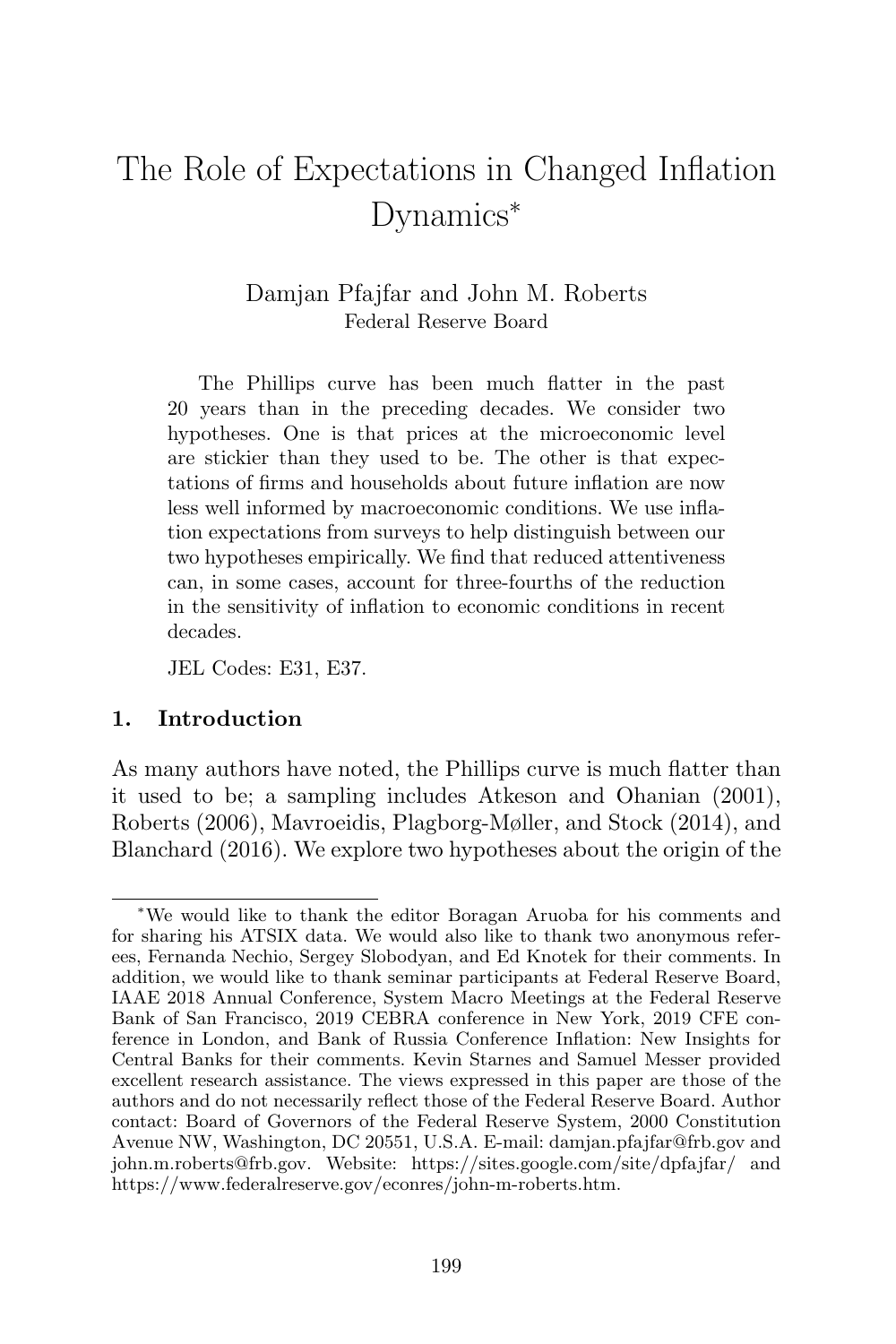# The Role of Expectations in Changed Inflation Dynamics*

Damjan Pfajfar and John M. Roberts
Federal Reserve Board

The Phillips curve has been much flatter in the past 20 years than in the preceding decades. We consider two hypotheses. One is that prices at the microeconomic level are stickier than they used to be. The other is that expectations of firms and households about future inflation are now less well informed by macroeconomic conditions. We use inflation expectations from surveys to help distinguish between our two hypotheses empirically. We find that reduced attentiveness can, in some cases, account for three-fourths of the reduction in the sensitivity of inflation to economic conditions in recent decades.

JEL Codes: E31, E37.

## 1. Introduction

As many authors have noted, the Phillips curve is much flatter than it used to be; a sampling includes Atkeson and Ohanian (2001), Roberts (2006), Mavroeidis, Plagborg-Møller, and Stock (2014), and Blanchard (2016). We explore two hypotheses about the origin of the

---

*We would like to thank the editor Boragan Aruoba for his comments and for sharing his ATSIX data. We would also like to thank two anonymous referees, Fernanda Nechio, Sergey Slobodyan, and Ed Knotek for their comments. In addition, we would like to thank seminar participants at Federal Reserve Board, IAAE 2018 Annual Conference, System Macro Meetings at the Federal Reserve Bank of San Francisco, 2019 CEBRA conference in New York, 2019 CFE conference in London, and Bank of Russia Conference Inflation: New Insights for Central Banks for their comments. Kevin Starnes and Samuel Messer provided excellent research assistance. The views expressed in this paper are those of the authors and do not necessarily reflect those of the Federal Reserve Board. Author contact: Board of Governors of the Federal Reserve System, 2000 Constitution Avenue NW, Washington, DC 20551, U.S.A. E-mail: damjan.pfajfar@frb.gov and john.m.roberts@frb.gov. Website: https://sites.google.com/site/dpfajfar/ and https://www.federalreserve.gov/econres/john-m-roberts.htm.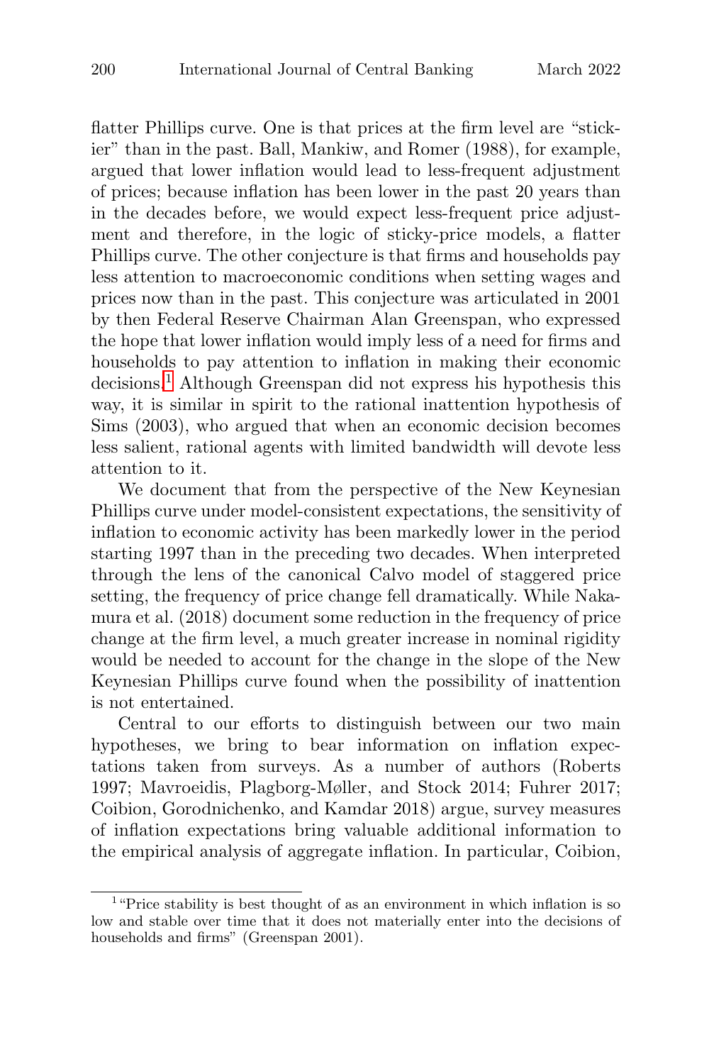flatter Phillips curve. One is that prices at the firm level are "stickier" than in the past. Ball, Mankiw, and Romer (1988), for example, argued that lower inflation would lead to less-frequent adjustment of prices; because inflation has been lower in the past 20 years than in the decades before, we would expect less-frequent price adjustment and therefore, in the logic of sticky-price models, a flatter Phillips curve. The other conjecture is that firms and households pay less attention to macroeconomic conditions when setting wages and prices now than in the past. This conjecture was articulated in 2001 by then Federal Reserve Chairman Alan Greenspan, who expressed the hope that lower inflation would imply less of a need for firms and households to pay attention to inflation in making their economic decisions.[1] Although Greenspan did not express his hypothesis this way, it is similar in spirit to the rational inattention hypothesis of Sims (2003), who argued that when an economic decision becomes less salient, rational agents with limited bandwidth will devote less attention to it.

We document that from the perspective of the New Keynesian Phillips curve under model-consistent expectations, the sensitivity of inflation to economic activity has been markedly lower in the period starting 1997 than in the preceding two decades. When interpreted through the lens of the canonical Calvo model of staggered price setting, the frequency of price change fell dramatically. While Nakamura et al. (2018) document some reduction in the frequency of price change at the firm level, a much greater increase in nominal rigidity would be needed to account for the change in the slope of the New Keynesian Phillips curve found when the possibility of inattention is not entertained.

Central to our efforts to distinguish between our two main hypotheses, we bring to bear information on inflation expectations taken from surveys. As a number of authors (Roberts 1997; Mavroeidis, Plagborg-Møller, and Stock 2014; Fuhrer 2017; Coibion, Gorodnichenko, and Kamdar 2018) argue, survey measures of inflation expectations bring valuable additional information to the empirical analysis of aggregate inflation. In particular, Coibion,

[1] "Price stability is best thought of as an environment in which inflation is so low and stable over time that it does not materially enter into the decisions of households and firms" (Greenspan 2001).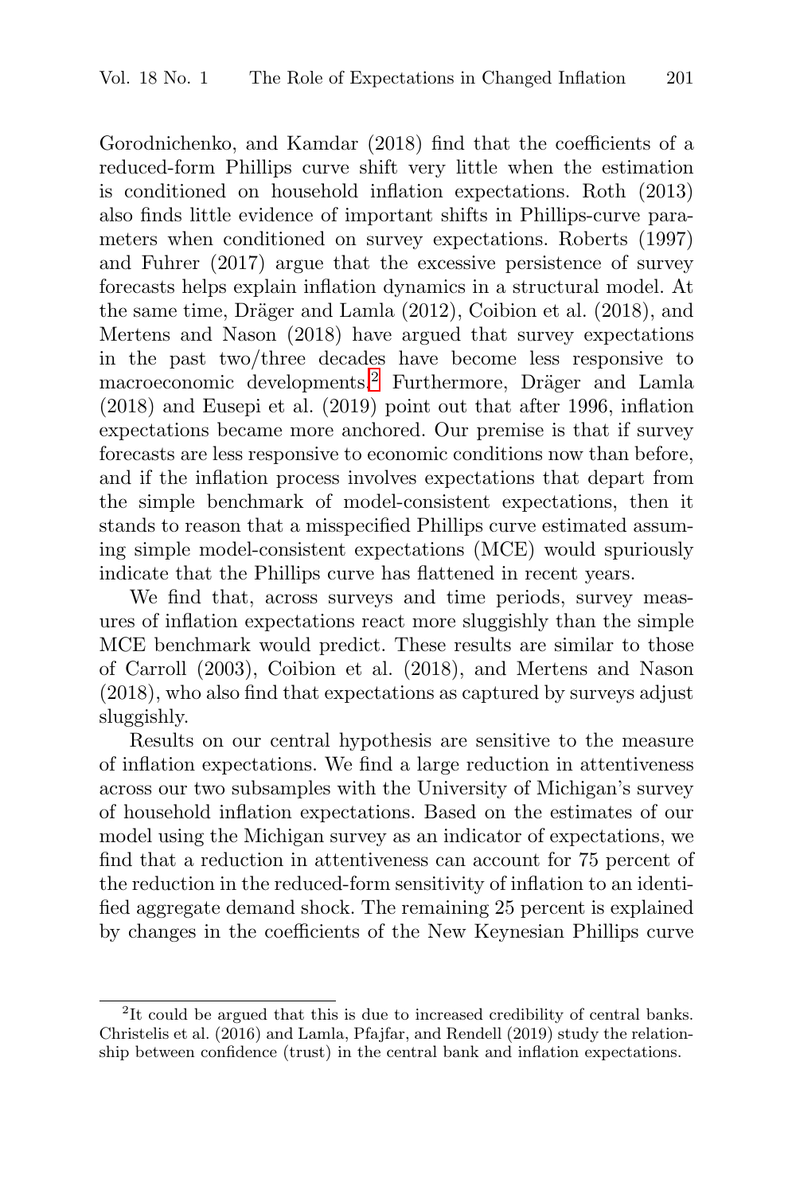Gorodnichenko, and Kamdar (2018) find that the coefficients of a reduced-form Phillips curve shift very little when the estimation is conditioned on household inflation expectations. Roth (2013) also finds little evidence of important shifts in Phillips-curve parameters when conditioned on survey expectations. Roberts (1997) and Fuhrer (2017) argue that the excessive persistence of survey forecasts helps explain inflation dynamics in a structural model. At the same time, Dräger and Lamla (2012), Coibion et al. (2018), and Mertens and Nason (2018) have argued that survey expectations in the past two/three decades have become less responsive to macroeconomic developments.[2] Furthermore, Dräger and Lamla (2018) and Eusepi et al. (2019) point out that after 1996, inflation expectations became more anchored. Our premise is that if survey forecasts are less responsive to economic conditions now than before, and if the inflation process involves expectations that depart from the simple benchmark of model-consistent expectations, then it stands to reason that a misspecified Phillips curve estimated assuming simple model-consistent expectations (MCE) would spuriously indicate that the Phillips curve has flattened in recent years.

We find that, across surveys and time periods, survey measures of inflation expectations react more sluggishly than the simple MCE benchmark would predict. These results are similar to those of Carroll (2003), Coibion et al. (2018), and Mertens and Nason (2018), who also find that expectations as captured by surveys adjust sluggishly.

Results on our central hypothesis are sensitive to the measure of inflation expectations. We find a large reduction in attentiveness across our two subsamples with the University of Michigan's survey of household inflation expectations. Based on the estimates of our model using the Michigan survey as an indicator of expectations, we find that a reduction in attentiveness can account for 75 percent of the reduction in the reduced-form sensitivity of inflation to an identified aggregate demand shock. The remaining 25 percent is explained by changes in the coefficients of the New Keynesian Phillips curve

[2] It could be argued that this is due to increased credibility of central banks. Christelis et al. (2016) and Lamla, Pfajfar, and Rendell (2019) study the relationship between confidence (trust) in the central bank and inflation expectations.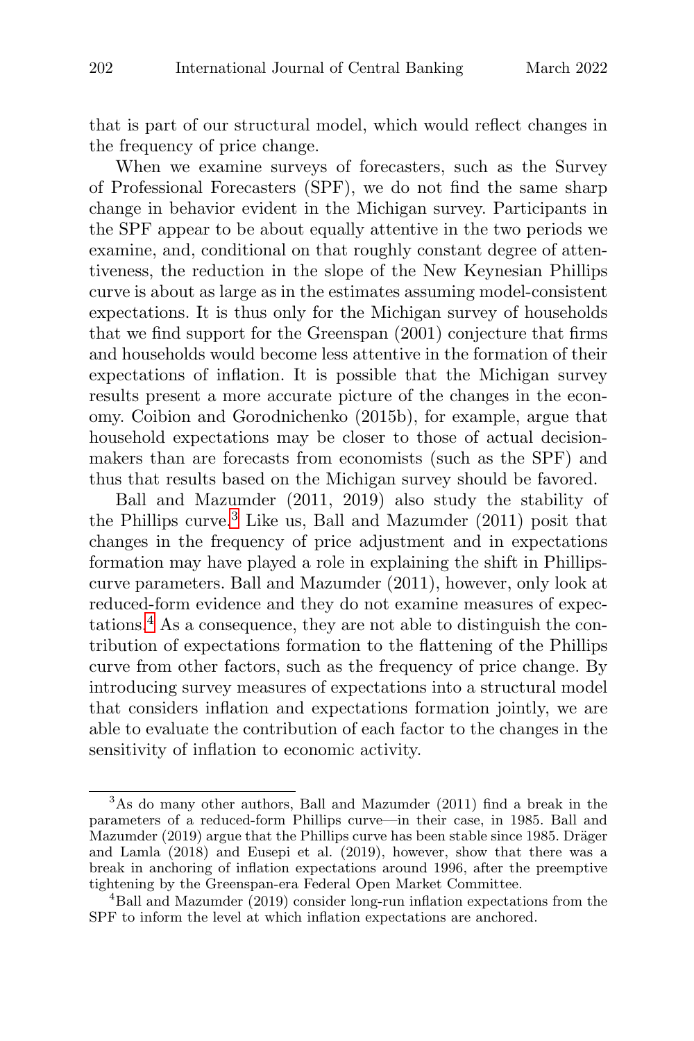that is part of our structural model, which would reflect changes in the frequency of price change.

When we examine surveys of forecasters, such as the Survey of Professional Forecasters (SPF), we do not find the same sharp change in behavior evident in the Michigan survey. Participants in the SPF appear to be about equally attentive in the two periods we examine, and, conditional on that roughly constant degree of attentiveness, the reduction in the slope of the New Keynesian Phillips curve is about as large as in the estimates assuming model-consistent expectations. It is thus only for the Michigan survey of households that we find support for the Greenspan (2001) conjecture that firms and households would become less attentive in the formation of their expectations of inflation. It is possible that the Michigan survey results present a more accurate picture of the changes in the economy. Coibion and Gorodnichenko (2015b), for example, argue that household expectations may be closer to those of actual decision-makers than are forecasts from economists (such as the SPF) and thus that results based on the Michigan survey should be favored.

Ball and Mazumder (2011, 2019) also study the stability of the Phillips curve.[3] Like us, Ball and Mazumder (2011) posit that changes in the frequency of price adjustment and in expectations formation may have played a role in explaining the shift in Phillips-curve parameters. Ball and Mazumder (2011), however, only look at reduced-form evidence and they do not examine measures of expectations.[4] As a consequence, they are not able to distinguish the contribution of expectations formation to the flattening of the Phillips curve from other factors, such as the frequency of price change. By introducing survey measures of expectations into a structural model that considers inflation and expectations formation jointly, we are able to evaluate the contribution of each factor to the changes in the sensitivity of inflation to economic activity.

---

[3] As do many other authors, Ball and Mazumder (2011) find a break in the parameters of a reduced-form Phillips curve—in their case, in 1985. Ball and Mazumder (2019) argue that the Phillips curve has been stable since 1985. Dräger and Lamla (2018) and Eusepi et al. (2019), however, show that there was a break in anchoring of inflation expectations around 1996, after the preemptive tightening by the Greenspan-era Federal Open Market Committee.

[4] Ball and Mazumder (2019) consider long-run inflation expectations from the SPF to inform the level at which inflation expectations are anchored.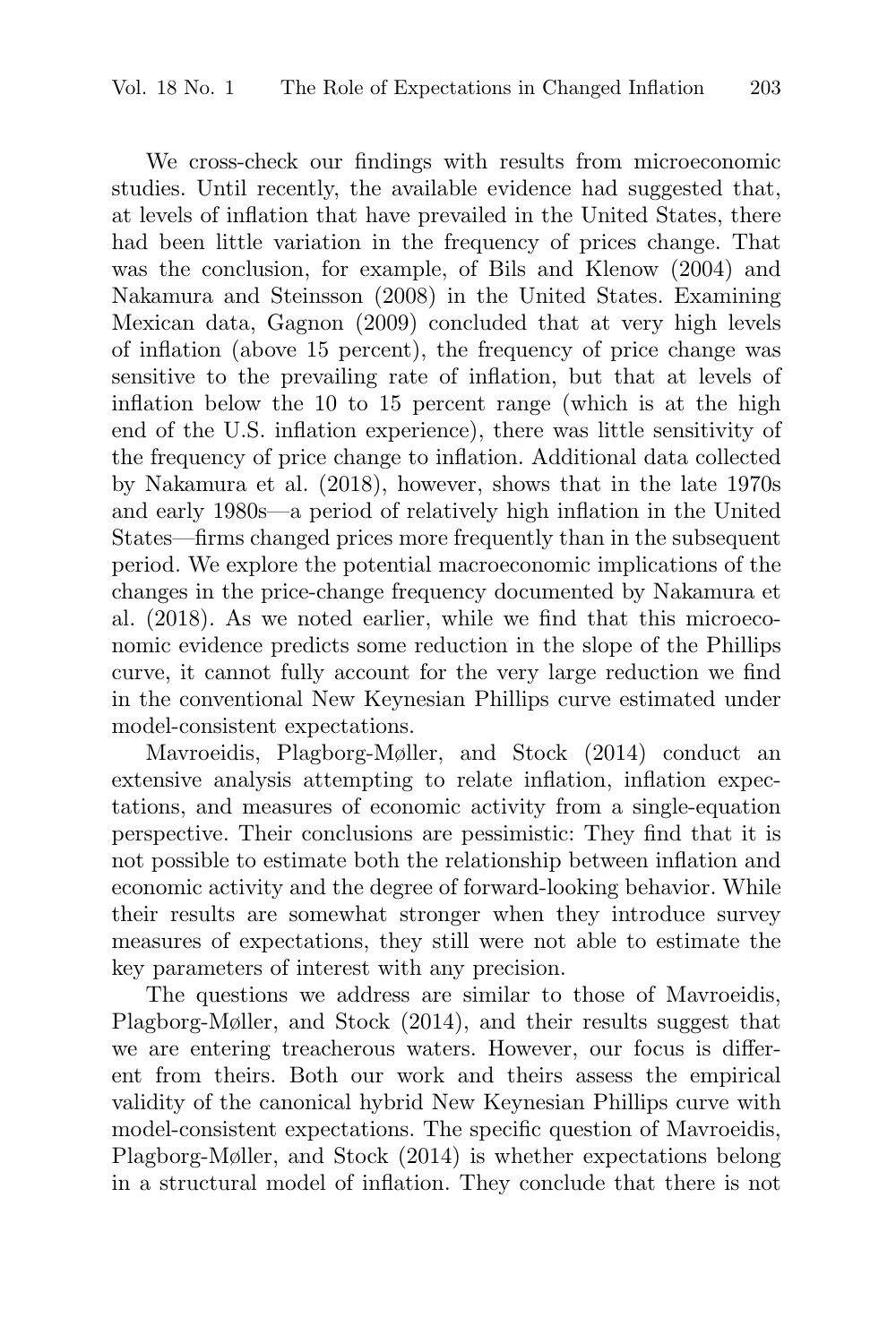We cross-check our findings with results from microeconomic studies. Until recently, the available evidence had suggested that, at levels of inflation that have prevailed in the United States, there had been little variation in the frequency of prices change. That was the conclusion, for example, of Bils and Klenow (2004) and Nakamura and Steinsson (2008) in the United States. Examining Mexican data, Gagnon (2009) concluded that at very high levels of inflation (above 15 percent), the frequency of price change was sensitive to the prevailing rate of inflation, but that at levels of inflation below the 10 to 15 percent range (which is at the high end of the U.S. inflation experience), there was little sensitivity of the frequency of price change to inflation. Additional data collected by Nakamura et al. (2018), however, shows that in the late 1970s and early 1980s—a period of relatively high inflation in the United States—firms changed prices more frequently than in the subsequent period. We explore the potential macroeconomic implications of the changes in the price-change frequency documented by Nakamura et al. (2018). As we noted earlier, while we find that this microeconomic evidence predicts some reduction in the slope of the Phillips curve, it cannot fully account for the very large reduction we find in the conventional New Keynesian Phillips curve estimated under model-consistent expectations.

Mavroeidis, Plagborg-Møller, and Stock (2014) conduct an extensive analysis attempting to relate inflation, inflation expectations, and measures of economic activity from a single-equation perspective. Their conclusions are pessimistic: They find that it is not possible to estimate both the relationship between inflation and economic activity and the degree of forward-looking behavior. While their results are somewhat stronger when they introduce survey measures of expectations, they still were not able to estimate the key parameters of interest with any precision.

The questions we address are similar to those of Mavroeidis, Plagborg-Møller, and Stock (2014), and their results suggest that we are entering treacherous waters. However, our focus is different from theirs. Both our work and theirs assess the empirical validity of the canonical hybrid New Keynesian Phillips curve with model-consistent expectations. The specific question of Mavroeidis, Plagborg-Møller, and Stock (2014) is whether expectations belong in a structural model of inflation. They conclude that there is not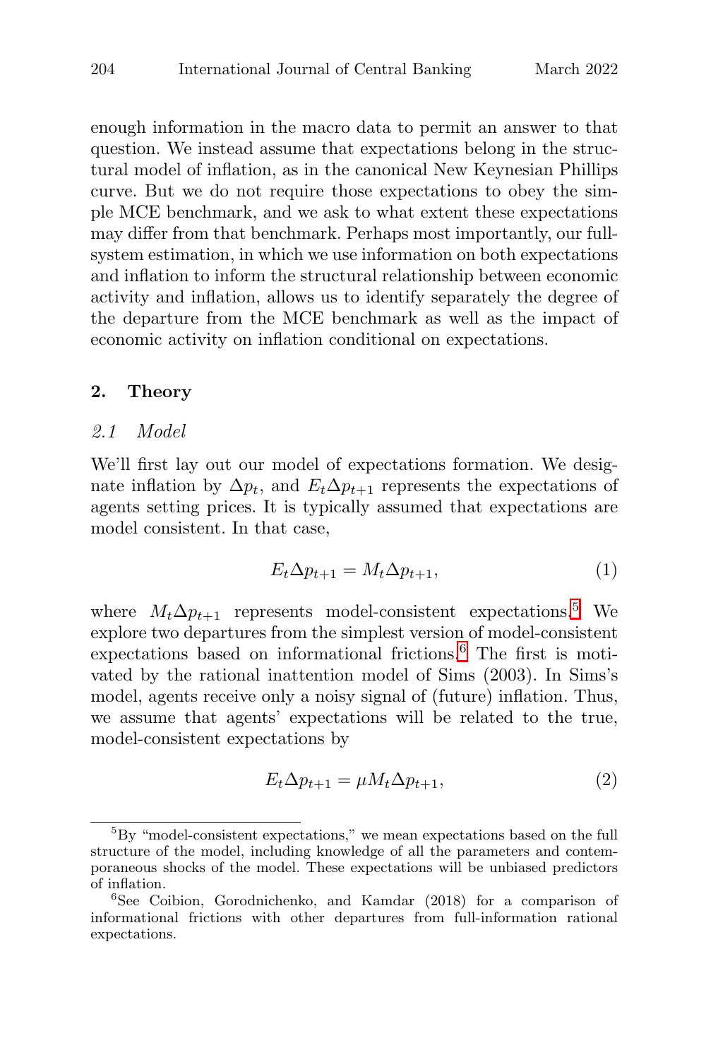enough information in the macro data to permit an answer to that question. We instead assume that expectations belong in the structural model of inflation, as in the canonical New Keynesian Phillips curve. But we do not require those expectations to obey the simple MCE benchmark, and we ask to what extent these expectations may differ from that benchmark. Perhaps most importantly, our full-system estimation, in which we use information on both expectations and inflation to inform the structural relationship between economic activity and inflation, allows us to identify separately the degree of the departure from the MCE benchmark as well as the impact of economic activity on inflation conditional on expectations.

## 2. Theory

### *2.1 Model*

We'll first lay out our model of expectations formation. We designate inflation by $\Delta p_t$, and $E_t \Delta p_{t+1}$ represents the expectations of agents setting prices. It is typically assumed that expectations are model consistent. In that case,

$$E_t \Delta p_{t+1} = M_t \Delta p_{t+1}, \tag{1}$$

where $M_t \Delta p_{t+1}$ represents model-consistent expectations.[5] We explore two departures from the simplest version of model-consistent expectations based on informational frictions.[6] The first is motivated by the rational inattention model of Sims (2003). In Sims's model, agents receive only a noisy signal of (future) inflation. Thus, we assume that agents' expectations will be related to the true, model-consistent expectations by

$$E_t \Delta p_{t+1} = \mu M_t \Delta p_{t+1}, \tag{2}$$

[5] By "model-consistent expectations," we mean expectations based on the full structure of the model, including knowledge of all the parameters and contemporaneous shocks of the model. These expectations will be unbiased predictors of inflation.

[6] See Coibion, Gorodnichenko, and Kamdar (2018) for a comparison of informational frictions with other departures from full-information rational expectations.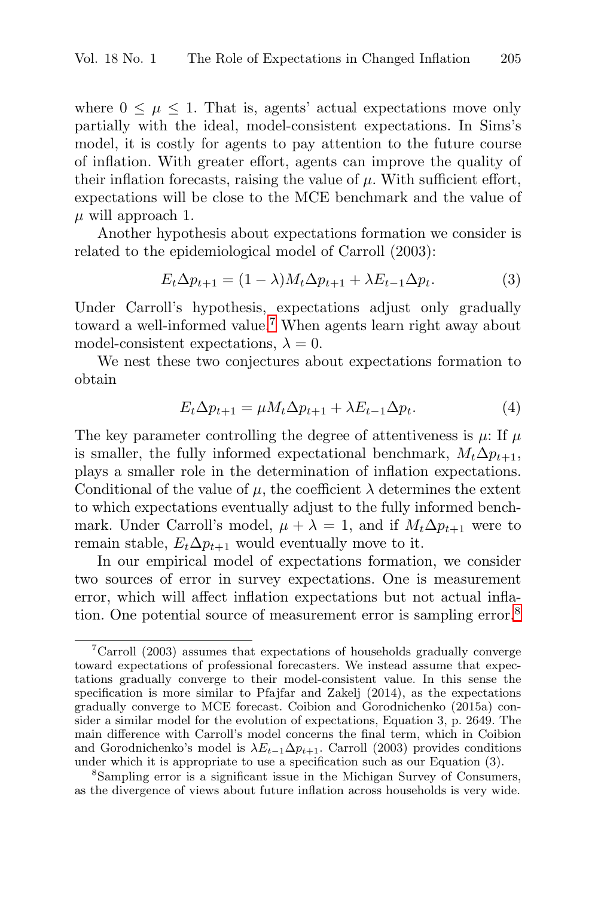where $0 \leq \mu \leq 1$. That is, agents' actual expectations move only partially with the ideal, model-consistent expectations. In Sims's model, it is costly for agents to pay attention to the future course of inflation. With greater effort, agents can improve the quality of their inflation forecasts, raising the value of $\mu$. With sufficient effort, expectations will be close to the MCE benchmark and the value of $\mu$ will approach 1.

Another hypothesis about expectations formation we consider is related to the epidemiological model of Carroll (2003):

$$E_t \Delta p_{t+1} = (1 - \lambda) M_t \Delta p_{t+1} + \lambda E_{t-1} \Delta p_t. \tag{3}$$

Under Carroll's hypothesis, expectations adjust only gradually toward a well-informed value.[7] When agents learn right away about model-consistent expectations, $\lambda = 0$.

We nest these two conjectures about expectations formation to obtain

$$E_t \Delta p_{t+1} = \mu M_t \Delta p_{t+1} + \lambda E_{t-1} \Delta p_t. \tag{4}$$

The key parameter controlling the degree of attentiveness is $\mu$: If $\mu$ is smaller, the fully informed expectational benchmark, $M_t \Delta p_{t+1}$, plays a smaller role in the determination of inflation expectations. Conditional of the value of $\mu$, the coefficient $\lambda$ determines the extent to which expectations eventually adjust to the fully informed benchmark. Under Carroll's model, $\mu + \lambda = 1$, and if $M_t \Delta p_{t+1}$ were to remain stable, $E_t \Delta p_{t+1}$ would eventually move to it.

In our empirical model of expectations formation, we consider two sources of error in survey expectations. One is measurement error, which will affect inflation expectations but not actual inflation. One potential source of measurement error is sampling error.[8]

---

[7] Carroll (2003) assumes that expectations of households gradually converge toward expectations of professional forecasters. We instead assume that expectations gradually converge to their model-consistent value. In this sense the specification is more similar to Pfajfar and Zakelj (2014), as the expectations gradually converge to MCE forecast. Coibion and Gorodnichenko (2015a) consider a similar model for the evolution of expectations, Equation 3, p. 2649. The main difference with Carroll's model concerns the final term, which in Coibion and Gorodnichenko's model is $\lambda E_{t-1} \Delta p_{t+1}$. Carroll (2003) provides conditions under which it is appropriate to use a specification such as our Equation (3).

[8] Sampling error is a significant issue in the Michigan Survey of Consumers, as the divergence of views about future inflation across households is very wide.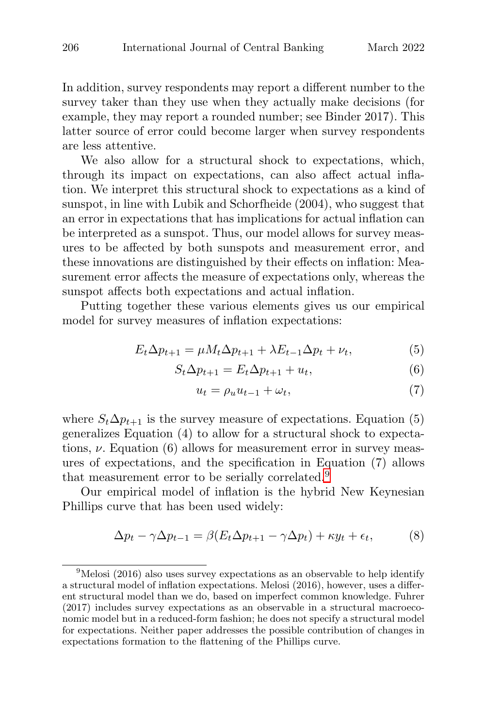In addition, survey respondents may report a different number to the survey taker than they use when they actually make decisions (for example, they may report a rounded number; see Binder 2017). This latter source of error could become larger when survey respondents are less attentive.

We also allow for a structural shock to expectations, which, through its impact on expectations, can also affect actual inflation. We interpret this structural shock to expectations as a kind of sunspot, in line with Lubik and Schorfheide (2004), who suggest that an error in expectations that has implications for actual inflation can be interpreted as a sunspot. Thus, our model allows for survey measures to be affected by both sunspots and measurement error, and these innovations are distinguished by their effects on inflation: Measurement error affects the measure of expectations only, whereas the sunspot affects both expectations and actual inflation.

Putting together these various elements gives us our empirical model for survey measures of inflation expectations:

$$E_t \Delta p_{t+1} = \mu M_t \Delta p_{t+1} + \lambda E_{t-1} \Delta p_t + \nu_t, \tag{5}$$

$$S_t \Delta p_{t+1} = E_t \Delta p_{t+1} + u_t, \tag{6}$$

$$u_t = \rho_u u_{t-1} + \omega_t, \tag{7}$$

where $S_t \Delta p_{t+1}$ is the survey measure of expectations. Equation (5) generalizes Equation (4) to allow for a structural shock to expectations, $\nu$. Equation (6) allows for measurement error in survey measures of expectations, and the specification in Equation (7) allows that measurement error to be serially correlated.[9]

Our empirical model of inflation is the hybrid New Keynesian Phillips curve that has been used widely:

$$\Delta p_t - \gamma \Delta p_{t-1} = \beta(E_t \Delta p_{t+1} - \gamma \Delta p_t) + \kappa y_t + \epsilon_t, \tag{8}$$

[9] Melosi (2016) also uses survey expectations as an observable to help identify a structural model of inflation expectations. Melosi (2016), however, uses a different structural model than we do, based on imperfect common knowledge. Fuhrer (2017) includes survey expectations as an observable in a structural macroeconomic model but in a reduced-form fashion; he does not specify a structural model for expectations. Neither paper addresses the possible contribution of changes in expectations formation to the flattening of the Phillips curve.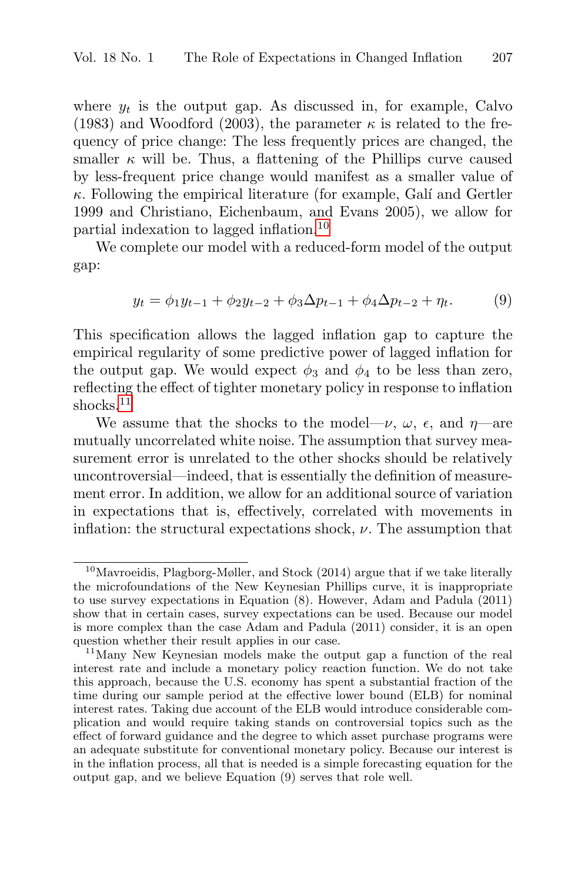where $y_t$ is the output gap. As discussed in, for example, Calvo (1983) and Woodford (2003), the parameter $\kappa$ is related to the frequency of price change: The less frequently prices are changed, the smaller $\kappa$ will be. Thus, a flattening of the Phillips curve caused by less-frequent price change would manifest as a smaller value of $\kappa$. Following the empirical literature (for example, Galí and Gertler 1999 and Christiano, Eichenbaum, and Evans 2005), we allow for partial indexation to lagged inflation.[10]

We complete our model with a reduced-form model of the output gap:

$$y_t = \phi_1 y_{t-1} + \phi_2 y_{t-2} + \phi_3 \Delta p_{t-1} + \phi_4 \Delta p_{t-2} + \eta_t. \tag{9}$$

This specification allows the lagged inflation gap to capture the empirical regularity of some predictive power of lagged inflation for the output gap. We would expect $\phi_3$ and $\phi_4$ to be less than zero, reflecting the effect of tighter monetary policy in response to inflation shocks.[11]

We assume that the shocks to the model—$\nu$, $\omega$, $\epsilon$, and $\eta$—are mutually uncorrelated white noise. The assumption that survey measurement error is unrelated to the other shocks should be relatively uncontroversial—indeed, that is essentially the definition of measurement error. In addition, we allow for an additional source of variation in expectations that is, effectively, correlated with movements in inflation: the structural expectations shock, $\nu$. The assumption that

[10] Mavroeidis, Plagborg-Møller, and Stock (2014) argue that if we take literally the microfoundations of the New Keynesian Phillips curve, it is inappropriate to use survey expectations in Equation (8). However, Adam and Padula (2011) show that in certain cases, survey expectations can be used. Because our model is more complex than the case Adam and Padula (2011) consider, it is an open question whether their result applies in our case.

[11] Many New Keynesian models make the output gap a function of the real interest rate and include a monetary policy reaction function. We do not take this approach, because the U.S. economy has spent a substantial fraction of the time during our sample period at the effective lower bound (ELB) for nominal interest rates. Taking due account of the ELB would introduce considerable complication and would require taking stands on controversial topics such as the effect of forward guidance and the degree to which asset purchase programs were an adequate substitute for conventional monetary policy. Because our interest is in the inflation process, all that is needed is a simple forecasting equation for the output gap, and we believe Equation (9) serves that role well.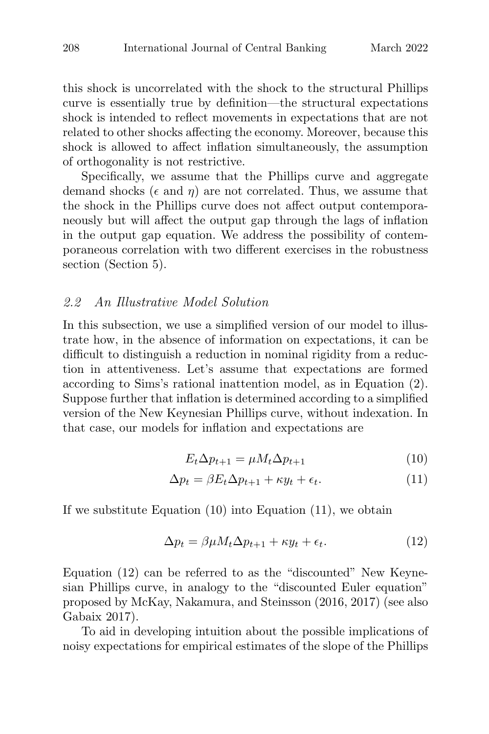this shock is uncorrelated with the shock to the structural Phillips curve is essentially true by definition—the structural expectations shock is intended to reflect movements in expectations that are not related to other shocks affecting the economy. Moreover, because this shock is allowed to affect inflation simultaneously, the assumption of orthogonality is not restrictive.

Specifically, we assume that the Phillips curve and aggregate demand shocks ($\epsilon$ and $\eta$) are not correlated. Thus, we assume that the shock in the Phillips curve does not affect output contemporaneously but will affect the output gap through the lags of inflation in the output gap equation. We address the possibility of contemporaneous correlation with two different exercises in the robustness section (Section 5).

### *2.2 An Illustrative Model Solution*

In this subsection, we use a simplified version of our model to illustrate how, in the absence of information on expectations, it can be difficult to distinguish a reduction in nominal rigidity from a reduction in attentiveness. Let's assume that expectations are formed according to Sims's rational inattention model, as in Equation (2). Suppose further that inflation is determined according to a simplified version of the New Keynesian Phillips curve, without indexation. In that case, our models for inflation and expectations are

$$E_t \Delta p_{t+1} = \mu M_t \Delta p_{t+1} \tag{10}$$

$$\Delta p_t = \beta E_t \Delta p_{t+1} + \kappa y_t + \epsilon_t. \tag{11}$$

If we substitute Equation (10) into Equation (11), we obtain

$$\Delta p_t = \beta \mu M_t \Delta p_{t+1} + \kappa y_t + \epsilon_t. \tag{12}$$

Equation (12) can be referred to as the "discounted" New Keynesian Phillips curve, in analogy to the "discounted Euler equation" proposed by McKay, Nakamura, and Steinsson (2016, 2017) (see also Gabaix 2017).

To aid in developing intuition about the possible implications of noisy expectations for empirical estimates of the slope of the Phillips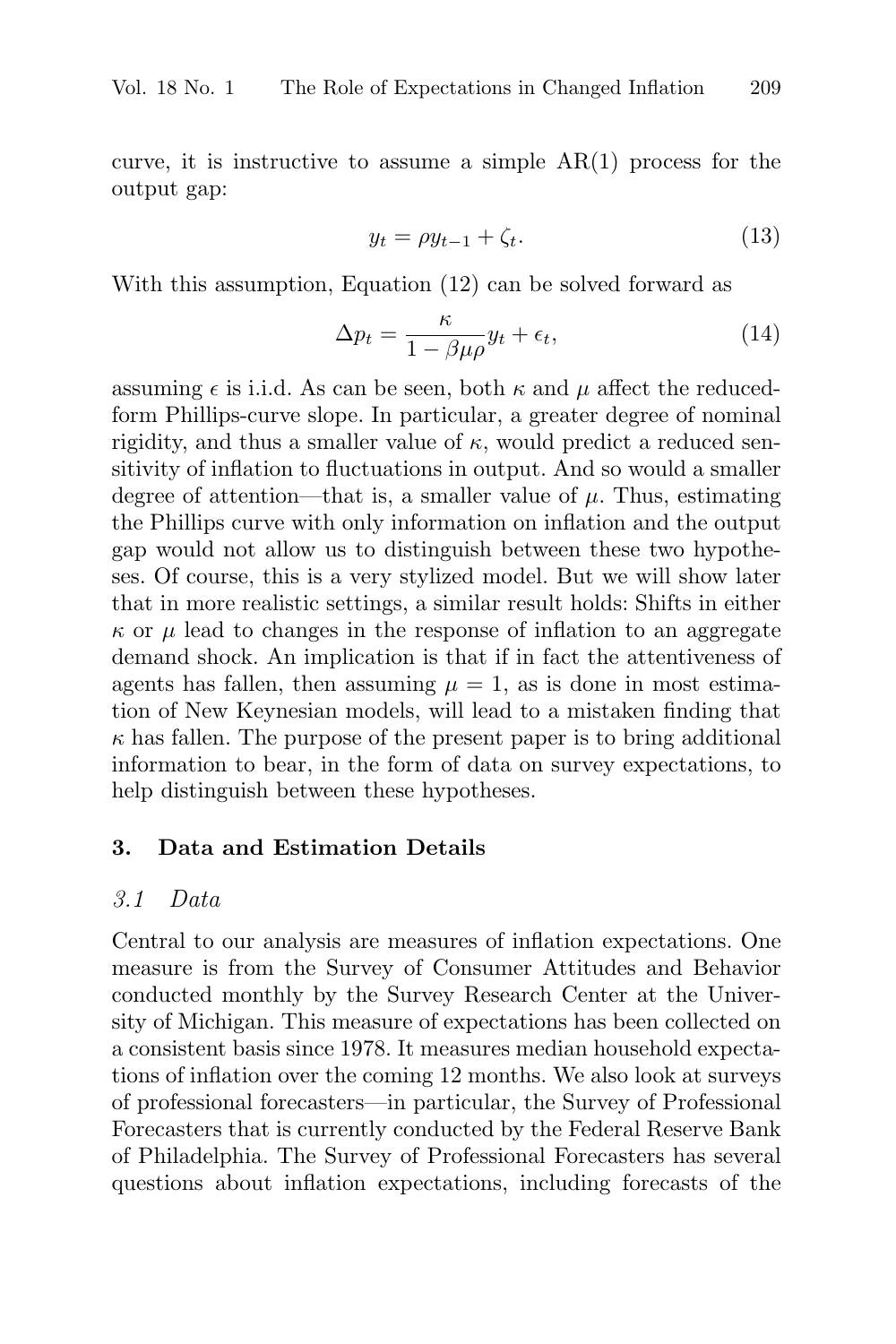curve, it is instructive to assume a simple AR(1) process for the output gap:

$$y_t = \rho y_{t-1} + \zeta_t. \tag{13}$$

With this assumption, Equation (12) can be solved forward as

$$\Delta p_t = \frac{\kappa}{1 - \beta\mu\rho} y_t + \epsilon_t, \tag{14}$$

assuming $\epsilon$ is i.i.d. As can be seen, both $\kappa$ and $\mu$ affect the reduced-form Phillips-curve slope. In particular, a greater degree of nominal rigidity, and thus a smaller value of $\kappa$, would predict a reduced sensitivity of inflation to fluctuations in output. And so would a smaller degree of attention—that is, a smaller value of $\mu$. Thus, estimating the Phillips curve with only information on inflation and the output gap would not allow us to distinguish between these two hypotheses. Of course, this is a very stylized model. But we will show later that in more realistic settings, a similar result holds: Shifts in either $\kappa$ or $\mu$ lead to changes in the response of inflation to an aggregate demand shock. An implication is that if in fact the attentiveness of agents has fallen, then assuming $\mu = 1$, as is done in most estimation of New Keynesian models, will lead to a mistaken finding that $\kappa$ has fallen. The purpose of the present paper is to bring additional information to bear, in the form of data on survey expectations, to help distinguish between these hypotheses.

## 3. Data and Estimation Details

### *3.1 Data*

Central to our analysis are measures of inflation expectations. One measure is from the Survey of Consumer Attitudes and Behavior conducted monthly by the Survey Research Center at the University of Michigan. This measure of expectations has been collected on a consistent basis since 1978. It measures median household expectations of inflation over the coming 12 months. We also look at surveys of professional forecasters—in particular, the Survey of Professional Forecasters that is currently conducted by the Federal Reserve Bank of Philadelphia. The Survey of Professional Forecasters has several questions about inflation expectations, including forecasts of the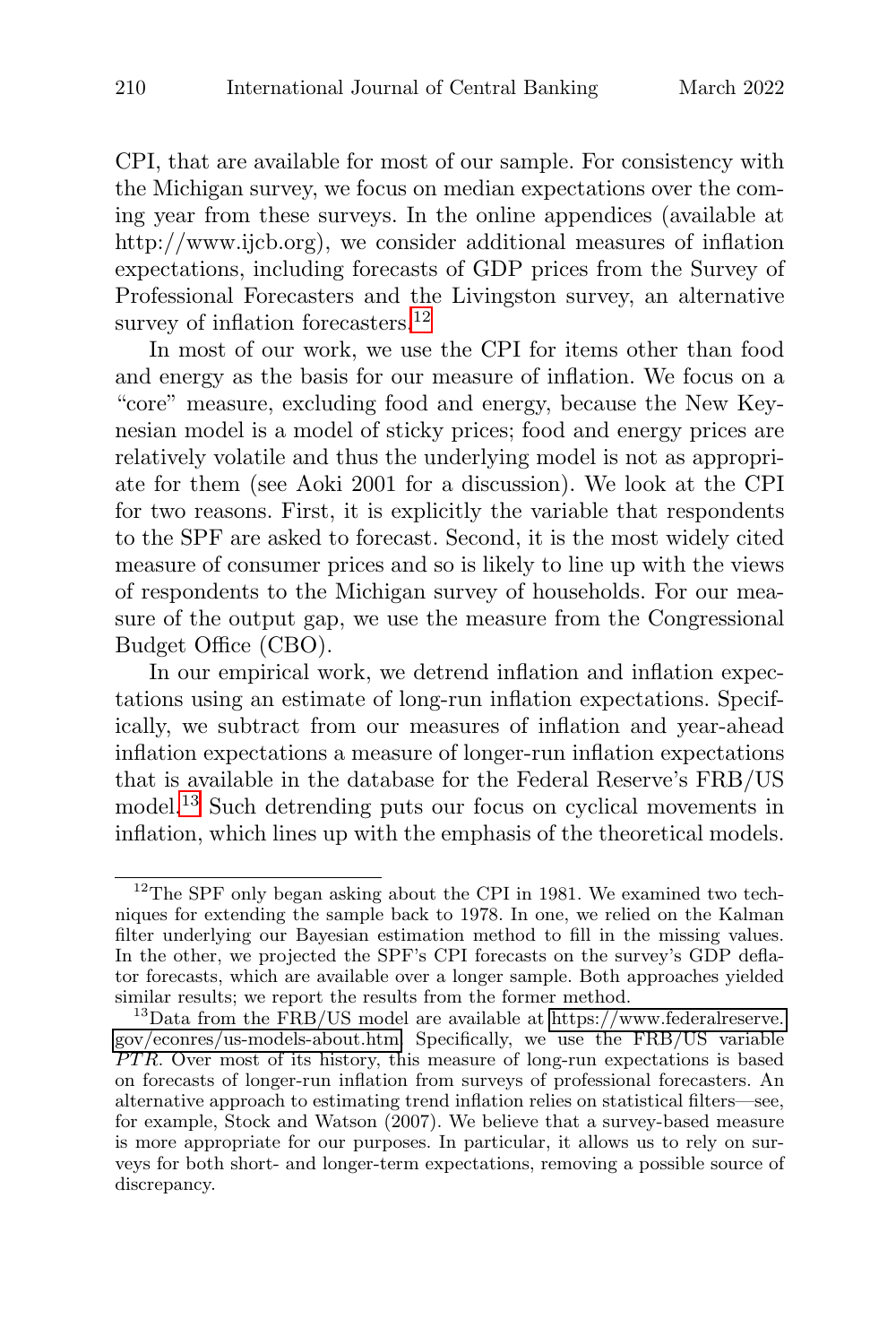CPI, that are available for most of our sample. For consistency with the Michigan survey, we focus on median expectations over the coming year from these surveys. In the online appendices (available at http://www.ijcb.org), we consider additional measures of inflation expectations, including forecasts of GDP prices from the Survey of Professional Forecasters and the Livingston survey, an alternative survey of inflation forecasters.[12]

In most of our work, we use the CPI for items other than food and energy as the basis for our measure of inflation. We focus on a "core" measure, excluding food and energy, because the New Keynesian model is a model of sticky prices; food and energy prices are relatively volatile and thus the underlying model is not as appropriate for them (see Aoki 2001 for a discussion). We look at the CPI for two reasons. First, it is explicitly the variable that respondents to the SPF are asked to forecast. Second, it is the most widely cited measure of consumer prices and so is likely to line up with the views of respondents to the Michigan survey of households. For our measure of the output gap, we use the measure from the Congressional Budget Office (CBO).

In our empirical work, we detrend inflation and inflation expectations using an estimate of long-run inflation expectations. Specifically, we subtract from our measures of inflation and year-ahead inflation expectations a measure of longer-run inflation expectations that is available in the database for the Federal Reserve's FRB/US model.[13] Such detrending puts our focus on cyclical movements in inflation, which lines up with the emphasis of the theoretical models.

---

[12] The SPF only began asking about the CPI in 1981. We examined two techniques for extending the sample back to 1978. In one, we relied on the Kalman filter underlying our Bayesian estimation method to fill in the missing values. In the other, we projected the SPF's CPI forecasts on the survey's GDP deflator forecasts, which are available over a longer sample. Both approaches yielded similar results; we report the results from the former method.

[13] Data from the FRB/US model are available at https://www.federalreserve.gov/econres/us-models-about.htm. Specifically, we use the FRB/US variable *PTR*. Over most of its history, this measure of long-run expectations is based on forecasts of longer-run inflation from surveys of professional forecasters. An alternative approach to estimating trend inflation relies on statistical filters—see, for example, Stock and Watson (2007). We believe that a survey-based measure is more appropriate for our purposes. In particular, it allows us to rely on surveys for both short- and longer-term expectations, removing a possible source of discrepancy.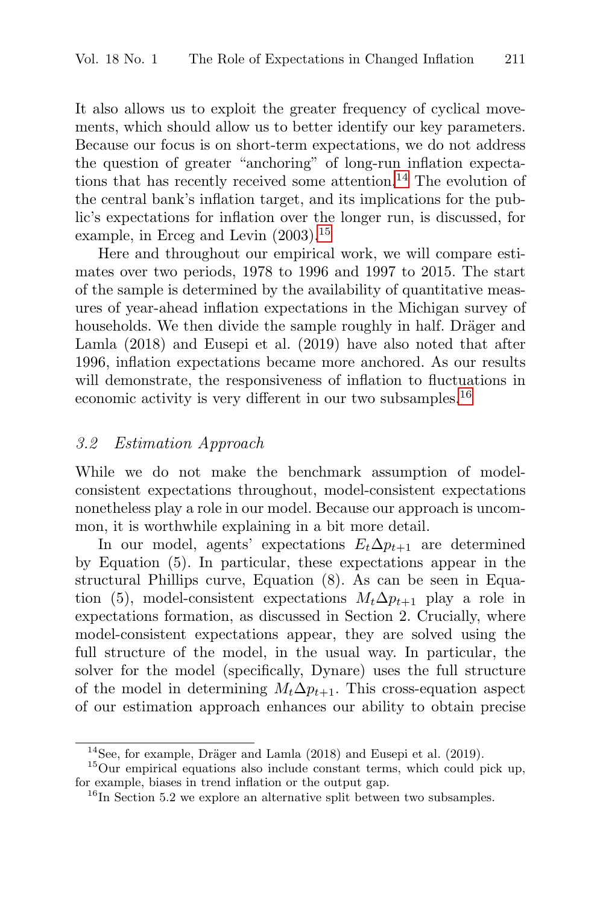It also allows us to exploit the greater frequency of cyclical movements, which should allow us to better identify our key parameters. Because our focus is on short-term expectations, we do not address the question of greater "anchoring" of long-run inflation expectations that has recently received some attention.[14] The evolution of the central bank's inflation target, and its implications for the public's expectations for inflation over the longer run, is discussed, for example, in Erceg and Levin (2003).[15]

Here and throughout our empirical work, we will compare estimates over two periods, 1978 to 1996 and 1997 to 2015. The start of the sample is determined by the availability of quantitative measures of year-ahead inflation expectations in the Michigan survey of households. We then divide the sample roughly in half. Dräger and Lamla (2018) and Eusepi et al. (2019) have also noted that after 1996, inflation expectations became more anchored. As our results will demonstrate, the responsiveness of inflation to fluctuations in economic activity is very different in our two subsamples.[16]

### *3.2 Estimation Approach*

While we do not make the benchmark assumption of model-consistent expectations throughout, model-consistent expectations nonetheless play a role in our model. Because our approach is uncommon, it is worthwhile explaining in a bit more detail.

In our model, agents' expectations $E_t \Delta p_{t+1}$ are determined by Equation (5). In particular, these expectations appear in the structural Phillips curve, Equation (8). As can be seen in Equation (5), model-consistent expectations $M_t \Delta p_{t+1}$ play a role in expectations formation, as discussed in Section 2. Crucially, where model-consistent expectations appear, they are solved using the full structure of the model, in the usual way. In particular, the solver for the model (specifically, Dynare) uses the full structure of the model in determining $M_t \Delta p_{t+1}$. This cross-equation aspect of our estimation approach enhances our ability to obtain precise

---

[14] See, for example, Dräger and Lamla (2018) and Eusepi et al. (2019).

[15] Our empirical equations also include constant terms, which could pick up, for example, biases in trend inflation or the output gap.

[16] In Section 5.2 we explore an alternative split between two subsamples.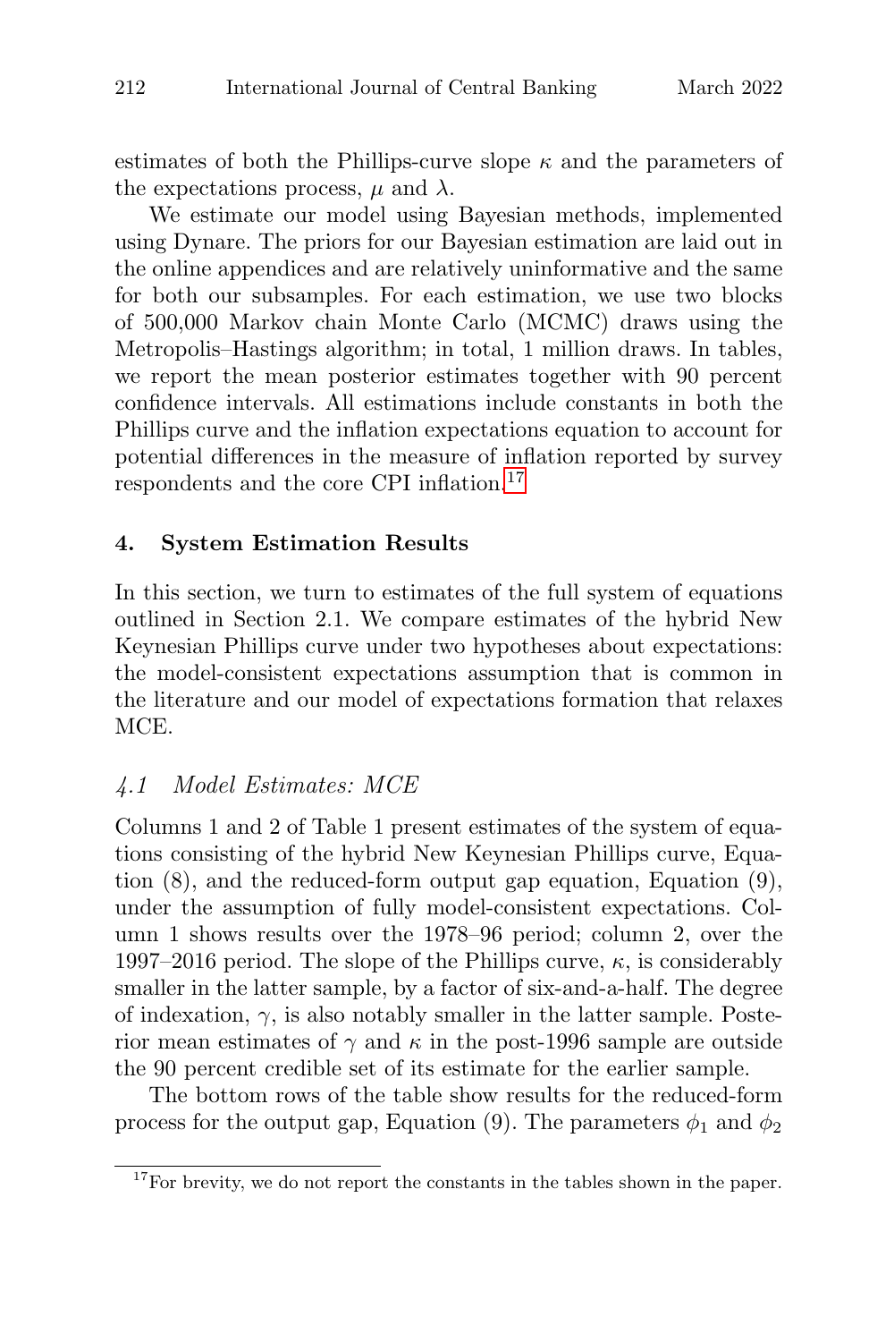estimates of both the Phillips-curve slope $\kappa$ and the parameters of the expectations process, $\mu$ and $\lambda$.

We estimate our model using Bayesian methods, implemented using Dynare. The priors for our Bayesian estimation are laid out in the online appendices and are relatively uninformative and the same for both our subsamples. For each estimation, we use two blocks of 500,000 Markov chain Monte Carlo (MCMC) draws using the Metropolis–Hastings algorithm; in total, 1 million draws. In tables, we report the mean posterior estimates together with 90 percent confidence intervals. All estimations include constants in both the Phillips curve and the inflation expectations equation to account for potential differences in the measure of inflation reported by survey respondents and the core CPI inflation.[17]

## 4. System Estimation Results

In this section, we turn to estimates of the full system of equations outlined in Section 2.1. We compare estimates of the hybrid New Keynesian Phillips curve under two hypotheses about expectations: the model-consistent expectations assumption that is common in the literature and our model of expectations formation that relaxes MCE.

### 4.1 Model Estimates: MCE

Columns 1 and 2 of Table 1 present estimates of the system of equations consisting of the hybrid New Keynesian Phillips curve, Equation (8), and the reduced-form output gap equation, Equation (9), under the assumption of fully model-consistent expectations. Column 1 shows results over the 1978–96 period; column 2, over the 1997–2016 period. The slope of the Phillips curve, $\kappa$, is considerably smaller in the latter sample, by a factor of six-and-a-half. The degree of indexation, $\gamma$, is also notably smaller in the latter sample. Posterior mean estimates of $\gamma$ and $\kappa$ in the post-1996 sample are outside the 90 percent credible set of its estimate for the earlier sample.

The bottom rows of the table show results for the reduced-form process for the output gap, Equation (9). The parameters $\phi_1$ and $\phi_2$

[17] For brevity, we do not report the constants in the tables shown in the paper.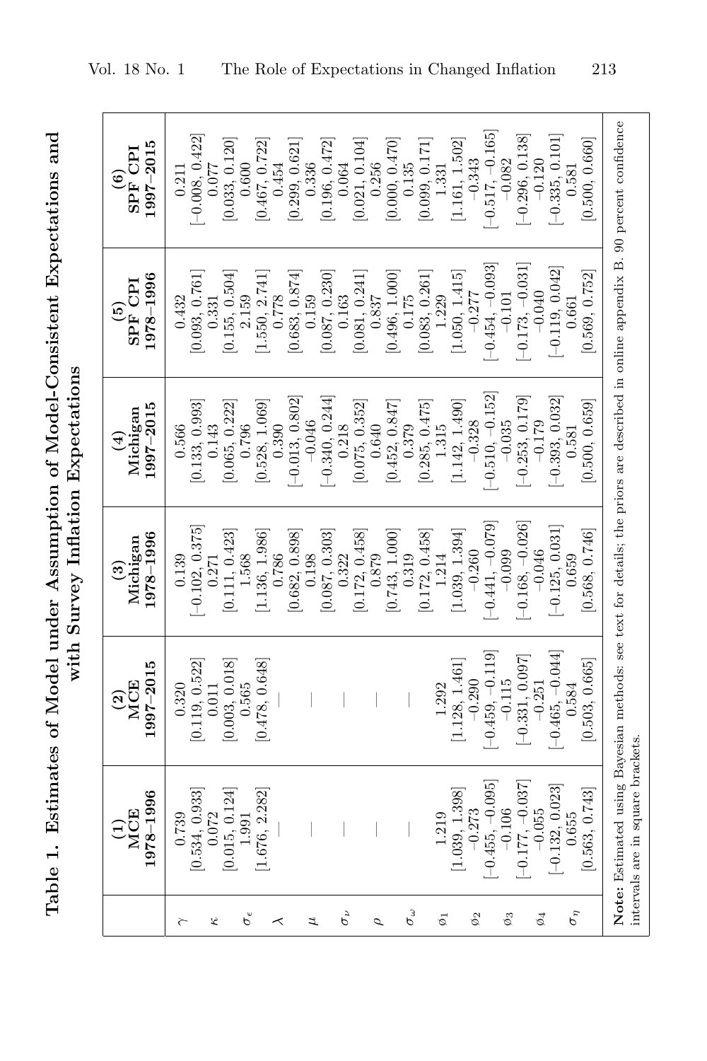**Table 1. Estimates of Model under Assumption of Model-Consistent Expectations and with Survey Inflation Expectations**

| | (1) MCE 1978–1996 | (2) MCE 1997–2015 | (3) Michigan 1978–1996 | (4) Michigan 1997–2015 | (5) SPF CPI 1978–1996 | (6) SPF CPI 1997–2015 |
|---|---|---|---|---|---|---|
| $\gamma$ | 0.739 | 0.320 | 0.139 | 0.566 | 0.432 | 0.211 |
| | [0.534, 0.933] | [0.119, 0.522] | [−0.102, 0.375] | [0.133, 0.993] | [0.093, 0.761] | [−0.008, 0.422] |
| $\kappa$ | 0.072 | 0.011 | 0.271 | 0.143 | 0.331 | 0.077 |
| | [0.015, 0.124] | [0.003, 0.018] | [0.111, 0.423] | [0.065, 0.222] | [0.155, 0.504] | [0.033, 0.120] |
| $\sigma_\epsilon$ | 1.991 | 0.565 | 1.568 | 0.796 | 2.159 | 0.600 |
| | [1.676, 2.282] | [0.478, 0.648] | [1.136, 1.986] | [0.528, 1.069] | [1.550, 2.741] | [0.467, 0.722] |
| $\lambda$ | — | — | 0.786 | 0.390 | 0.778 | 0.454 |
| | | | [0.682, 0.898] | [−0.013, 0.802] | [0.683, 0.874] | [0.299, 0.621] |
| $\mu$ | — | — | 0.198 | −0.046 | 0.159 | 0.336 |
| | | | [0.087, 0.303] | [−0.340, 0.244] | [0.087, 0.230] | [0.196, 0.472] |
| $\sigma_\nu$ | — | — | 0.322 | 0.218 | 0.163 | 0.064 |
| | | | [0.172, 0.458] | [0.075, 0.352] | [0.081, 0.241] | [0.021, 0.104] |
| $\rho$ | — | — | 0.879 | 0.640 | 0.837 | 0.256 |
| | | | [0.743, 1.000] | [0.452, 0.847] | [0.496, 1.000] | [0.000, 0.470] |
| $\sigma_\omega$ | — | — | 0.319 | 0.379 | 0.175 | 0.135 |
| | | | [0.172, 0.458] | [0.285, 0.475] | [0.083, 0.261] | [0.099, 0.171] |
| $\phi_1$ | 1.219 | 1.292 | 1.214 | 1.315 | 1.229 | 1.331 |
| | [1.039, 1.398] | [1.128, 1.461] | [1.039, 1.394] | [1.142, 1.490] | [1.050, 1.415] | [1.161, 1.502] |
| $\phi_2$ | −0.273 | −0.290 | −0.260 | −0.328 | −0.277 | −0.343 |
| | [−0.455, −0.095] | [−0.459, −0.119] | [−0.441, −0.079] | [−0.510, −0.152] | [−0.454, −0.093] | [−0.517, −0.165] |
| $\phi_3$ | −0.106 | −0.115 | −0.099 | −0.035 | −0.101 | −0.082 |
| | [−0.177, −0.037] | [−0.331, 0.097] | [−0.168, −0.026] | [−0.253, 0.179] | [−0.173, −0.031] | [−0.296, 0.138] |
| $\phi_4$ | −0.055 | −0.251 | −0.046 | −0.179 | −0.040 | −0.120 |
| | [−0.132, 0.023] | [−0.465, −0.044] | [−0.125, 0.031] | [−0.393, 0.032] | [−0.119, 0.042] | [−0.335, 0.101] |
| $\sigma_\eta$ | 0.655 | 0.584 | 0.659 | 0.581 | 0.661 | 0.581 |
| | [0.563, 0.743] | [0.503, 0.665] | [0.568, 0.746] | [0.500, 0.659] | [0.569, 0.752] | [0.500, 0.660] |

**Note:** Estimated using Bayesian methods: see text for details; the priors are described in online appendix B. 90 percent confidence intervals are in square brackets.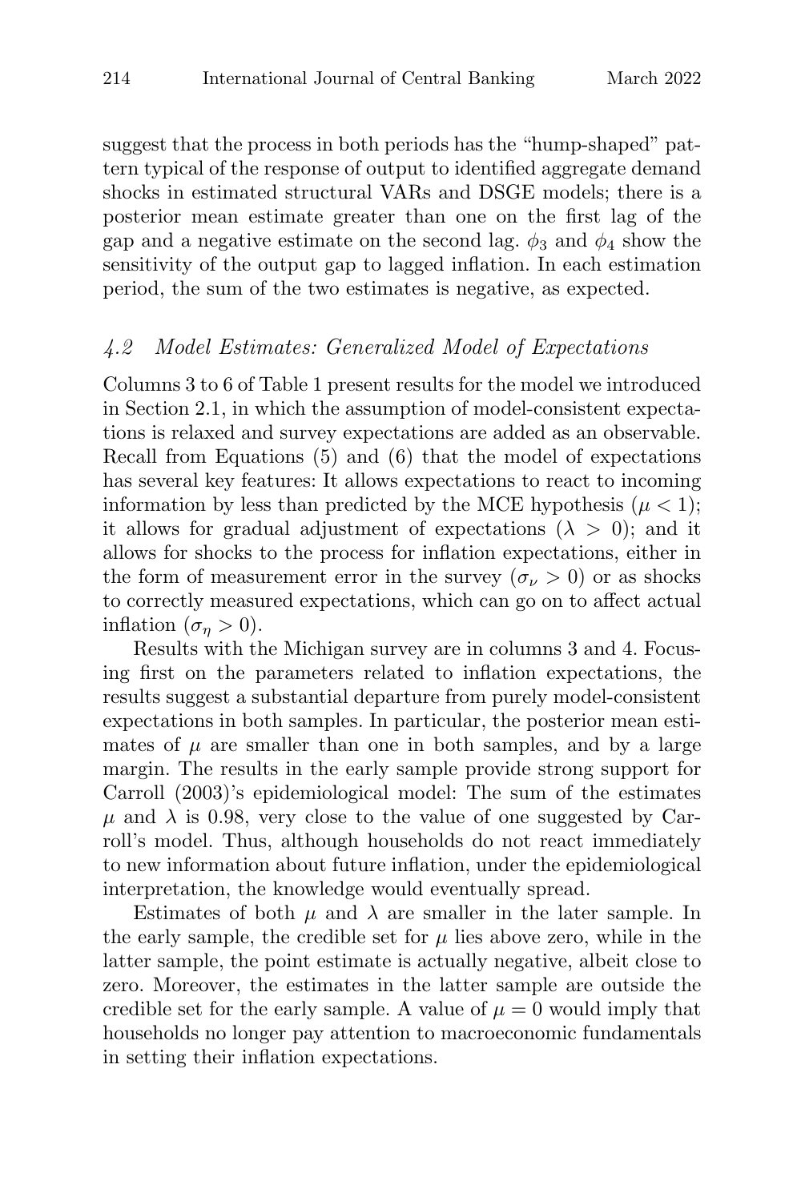suggest that the process in both periods has the "hump-shaped" pattern typical of the response of output to identified aggregate demand shocks in estimated structural VARs and DSGE models; there is a posterior mean estimate greater than one on the first lag of the gap and a negative estimate on the second lag. $\phi_3$ and $\phi_4$ show the sensitivity of the output gap to lagged inflation. In each estimation period, the sum of the two estimates is negative, as expected.

### *4.2 Model Estimates: Generalized Model of Expectations*

Columns 3 to 6 of Table 1 present results for the model we introduced in Section 2.1, in which the assumption of model-consistent expectations is relaxed and survey expectations are added as an observable. Recall from Equations (5) and (6) that the model of expectations has several key features: It allows expectations to react to incoming information by less than predicted by the MCE hypothesis ($\mu < 1$); it allows for gradual adjustment of expectations ($\lambda > 0$); and it allows for shocks to the process for inflation expectations, either in the form of measurement error in the survey ($\sigma_\nu > 0$) or as shocks to correctly measured expectations, which can go on to affect actual inflation ($\sigma_\eta > 0$).

Results with the Michigan survey are in columns 3 and 4. Focusing first on the parameters related to inflation expectations, the results suggest a substantial departure from purely model-consistent expectations in both samples. In particular, the posterior mean estimates of $\mu$ are smaller than one in both samples, and by a large margin. The results in the early sample provide strong support for Carroll (2003)'s epidemiological model: The sum of the estimates $\mu$ and $\lambda$ is 0.98, very close to the value of one suggested by Carroll's model. Thus, although households do not react immediately to new information about future inflation, under the epidemiological interpretation, the knowledge would eventually spread.

Estimates of both $\mu$ and $\lambda$ are smaller in the later sample. In the early sample, the credible set for $\mu$ lies above zero, while in the latter sample, the point estimate is actually negative, albeit close to zero. Moreover, the estimates in the latter sample are outside the credible set for the early sample. A value of $\mu = 0$ would imply that households no longer pay attention to macroeconomic fundamentals in setting their inflation expectations.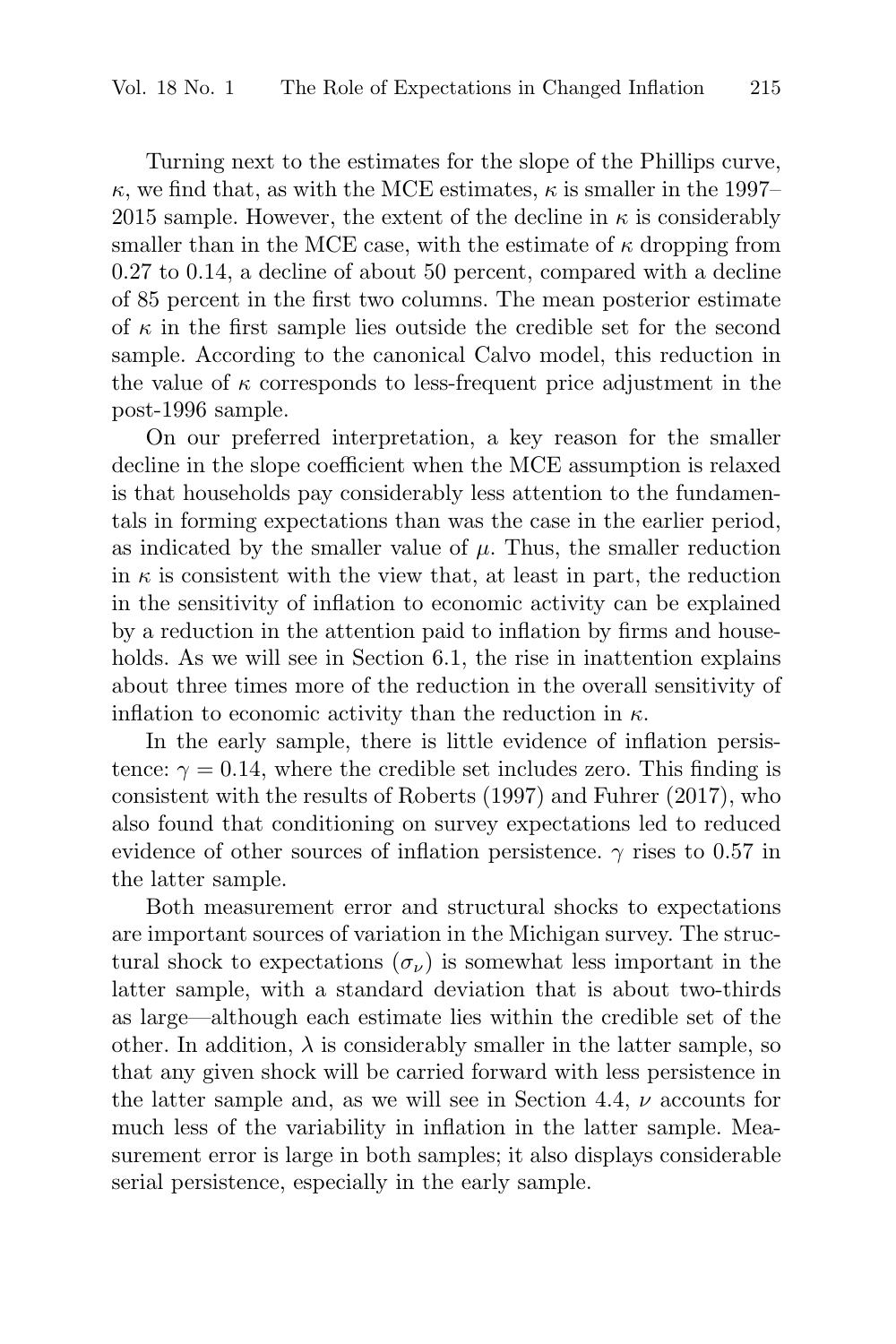Turning next to the estimates for the slope of the Phillips curve, $\kappa$, we find that, as with the MCE estimates, $\kappa$ is smaller in the 1997–2015 sample. However, the extent of the decline in $\kappa$ is considerably smaller than in the MCE case, with the estimate of $\kappa$ dropping from 0.27 to 0.14, a decline of about 50 percent, compared with a decline of 85 percent in the first two columns. The mean posterior estimate of $\kappa$ in the first sample lies outside the credible set for the second sample. According to the canonical Calvo model, this reduction in the value of $\kappa$ corresponds to less-frequent price adjustment in the post-1996 sample.

On our preferred interpretation, a key reason for the smaller decline in the slope coefficient when the MCE assumption is relaxed is that households pay considerably less attention to the fundamentals in forming expectations than was the case in the earlier period, as indicated by the smaller value of $\mu$. Thus, the smaller reduction in $\kappa$ is consistent with the view that, at least in part, the reduction in the sensitivity of inflation to economic activity can be explained by a reduction in the attention paid to inflation by firms and households. As we will see in Section 6.1, the rise in inattention explains about three times more of the reduction in the overall sensitivity of inflation to economic activity than the reduction in $\kappa$.

In the early sample, there is little evidence of inflation persistence: $\gamma = 0.14$, where the credible set includes zero. This finding is consistent with the results of Roberts (1997) and Fuhrer (2017), who also found that conditioning on survey expectations led to reduced evidence of other sources of inflation persistence. $\gamma$ rises to 0.57 in the latter sample.

Both measurement error and structural shocks to expectations are important sources of variation in the Michigan survey. The structural shock to expectations ($\sigma_\nu$) is somewhat less important in the latter sample, with a standard deviation that is about two-thirds as large—although each estimate lies within the credible set of the other. In addition, $\lambda$ is considerably smaller in the latter sample, so that any given shock will be carried forward with less persistence in the latter sample and, as we will see in Section 4.4, $\nu$ accounts for much less of the variability in inflation in the latter sample. Measurement error is large in both samples; it also displays considerable serial persistence, especially in the early sample.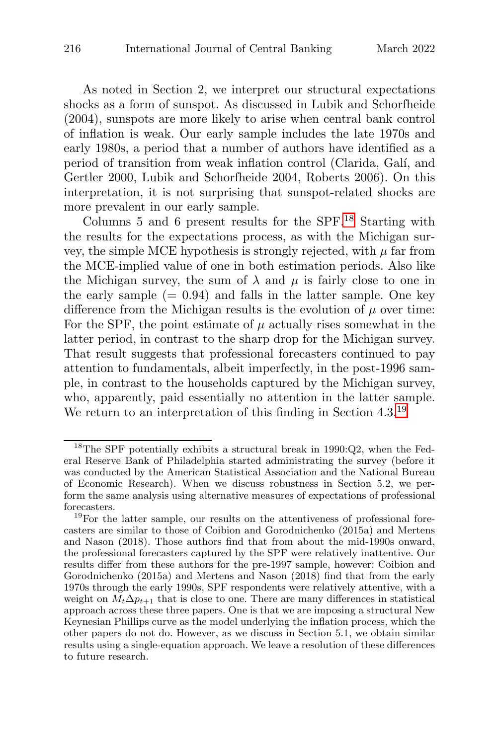As noted in Section 2, we interpret our structural expectations shocks as a form of sunspot. As discussed in Lubik and Schorfheide (2004), sunspots are more likely to arise when central bank control of inflation is weak. Our early sample includes the late 1970s and early 1980s, a period that a number of authors have identified as a period of transition from weak inflation control (Clarida, Galí, and Gertler 2000, Lubik and Schorfheide 2004, Roberts 2006). On this interpretation, it is not surprising that sunspot-related shocks are more prevalent in our early sample.

Columns 5 and 6 present results for the SPF.[18] Starting with the results for the expectations process, as with the Michigan survey, the simple MCE hypothesis is strongly rejected, with $\mu$ far from the MCE-implied value of one in both estimation periods. Also like the Michigan survey, the sum of $\lambda$ and $\mu$ is fairly close to one in the early sample ($= 0.94$) and falls in the latter sample. One key difference from the Michigan results is the evolution of $\mu$ over time: For the SPF, the point estimate of $\mu$ actually rises somewhat in the latter period, in contrast to the sharp drop for the Michigan survey. That result suggests that professional forecasters continued to pay attention to fundamentals, albeit imperfectly, in the post-1996 sample, in contrast to the households captured by the Michigan survey, who, apparently, paid essentially no attention in the latter sample. We return to an interpretation of this finding in Section 4.3.[19]

---

[18] The SPF potentially exhibits a structural break in 1990:Q2, when the Federal Reserve Bank of Philadelphia started administrating the survey (before it was conducted by the American Statistical Association and the National Bureau of Economic Research). When we discuss robustness in Section 5.2, we perform the same analysis using alternative measures of expectations of professional forecasters.

[19] For the latter sample, our results on the attentiveness of professional forecasters are similar to those of Coibion and Gorodnichenko (2015a) and Mertens and Nason (2018). Those authors find that from about the mid-1990s onward, the professional forecasters captured by the SPF were relatively inattentive. Our results differ from these authors for the pre-1997 sample, however: Coibion and Gorodnichenko (2015a) and Mertens and Nason (2018) find that from the early 1970s through the early 1990s, SPF respondents were relatively attentive, with a weight on $M_t \Delta p_{t+1}$ that is close to one. There are many differences in statistical approach across these three papers. One is that we are imposing a structural New Keynesian Phillips curve as the model underlying the inflation process, which the other papers do not do. However, as we discuss in Section 5.1, we obtain similar results using a single-equation approach. We leave a resolution of these differences to future research.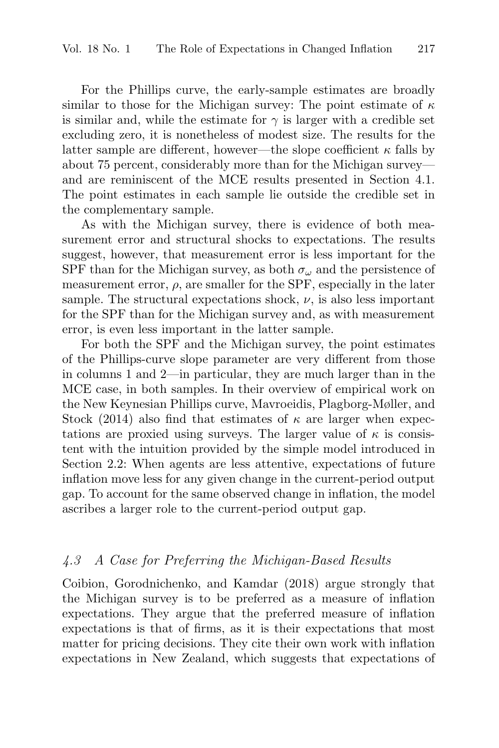For the Phillips curve, the early-sample estimates are broadly similar to those for the Michigan survey: The point estimate of $\kappa$ is similar and, while the estimate for $\gamma$ is larger with a credible set excluding zero, it is nonetheless of modest size. The results for the latter sample are different, however—the slope coefficient $\kappa$ falls by about 75 percent, considerably more than for the Michigan survey—and are reminiscent of the MCE results presented in Section 4.1. The point estimates in each sample lie outside the credible set in the complementary sample.

As with the Michigan survey, there is evidence of both measurement error and structural shocks to expectations. The results suggest, however, that measurement error is less important for the SPF than for the Michigan survey, as both $\sigma_\omega$ and the persistence of measurement error, $\rho$, are smaller for the SPF, especially in the later sample. The structural expectations shock, $\nu$, is also less important for the SPF than for the Michigan survey and, as with measurement error, is even less important in the latter sample.

For both the SPF and the Michigan survey, the point estimates of the Phillips-curve slope parameter are very different from those in columns 1 and 2—in particular, they are much larger than in the MCE case, in both samples. In their overview of empirical work on the New Keynesian Phillips curve, Mavroeidis, Plagborg-Møller, and Stock (2014) also find that estimates of $\kappa$ are larger when expectations are proxied using surveys. The larger value of $\kappa$ is consistent with the intuition provided by the simple model introduced in Section 2.2: When agents are less attentive, expectations of future inflation move less for any given change in the current-period output gap. To account for the same observed change in inflation, the model ascribes a larger role to the current-period output gap.

### *4.3 A Case for Preferring the Michigan-Based Results*

Coibion, Gorodnichenko, and Kamdar (2018) argue strongly that the Michigan survey is to be preferred as a measure of inflation expectations. They argue that the preferred measure of inflation expectations is that of firms, as it is their expectations that most matter for pricing decisions. They cite their own work with inflation expectations in New Zealand, which suggests that expectations of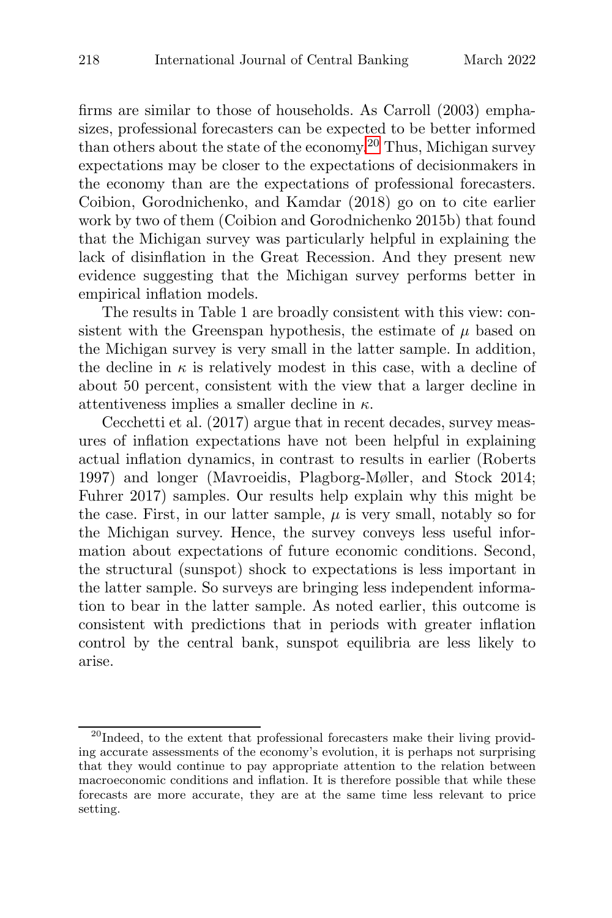firms are similar to those of households. As Carroll (2003) emphasizes, professional forecasters can be expected to be better informed than others about the state of the economy.[20] Thus, Michigan survey expectations may be closer to the expectations of decisionmakers in the economy than are the expectations of professional forecasters. Coibion, Gorodnichenko, and Kamdar (2018) go on to cite earlier work by two of them (Coibion and Gorodnichenko 2015b) that found that the Michigan survey was particularly helpful in explaining the lack of disinflation in the Great Recession. And they present new evidence suggesting that the Michigan survey performs better in empirical inflation models.

The results in Table 1 are broadly consistent with this view: consistent with the Greenspan hypothesis, the estimate of $\mu$ based on the Michigan survey is very small in the latter sample. In addition, the decline in $\kappa$ is relatively modest in this case, with a decline of about 50 percent, consistent with the view that a larger decline in attentiveness implies a smaller decline in $\kappa$.

Cecchetti et al. (2017) argue that in recent decades, survey measures of inflation expectations have not been helpful in explaining actual inflation dynamics, in contrast to results in earlier (Roberts 1997) and longer (Mavroeidis, Plagborg-Møller, and Stock 2014; Fuhrer 2017) samples. Our results help explain why this might be the case. First, in our latter sample, $\mu$ is very small, notably so for the Michigan survey. Hence, the survey conveys less useful information about expectations of future economic conditions. Second, the structural (sunspot) shock to expectations is less important in the latter sample. So surveys are bringing less independent information to bear in the latter sample. As noted earlier, this outcome is consistent with predictions that in periods with greater inflation control by the central bank, sunspot equilibria are less likely to arise.

[20] Indeed, to the extent that professional forecasters make their living providing accurate assessments of the economy's evolution, it is perhaps not surprising that they would continue to pay appropriate attention to the relation between macroeconomic conditions and inflation. It is therefore possible that while these forecasts are more accurate, they are at the same time less relevant to price setting.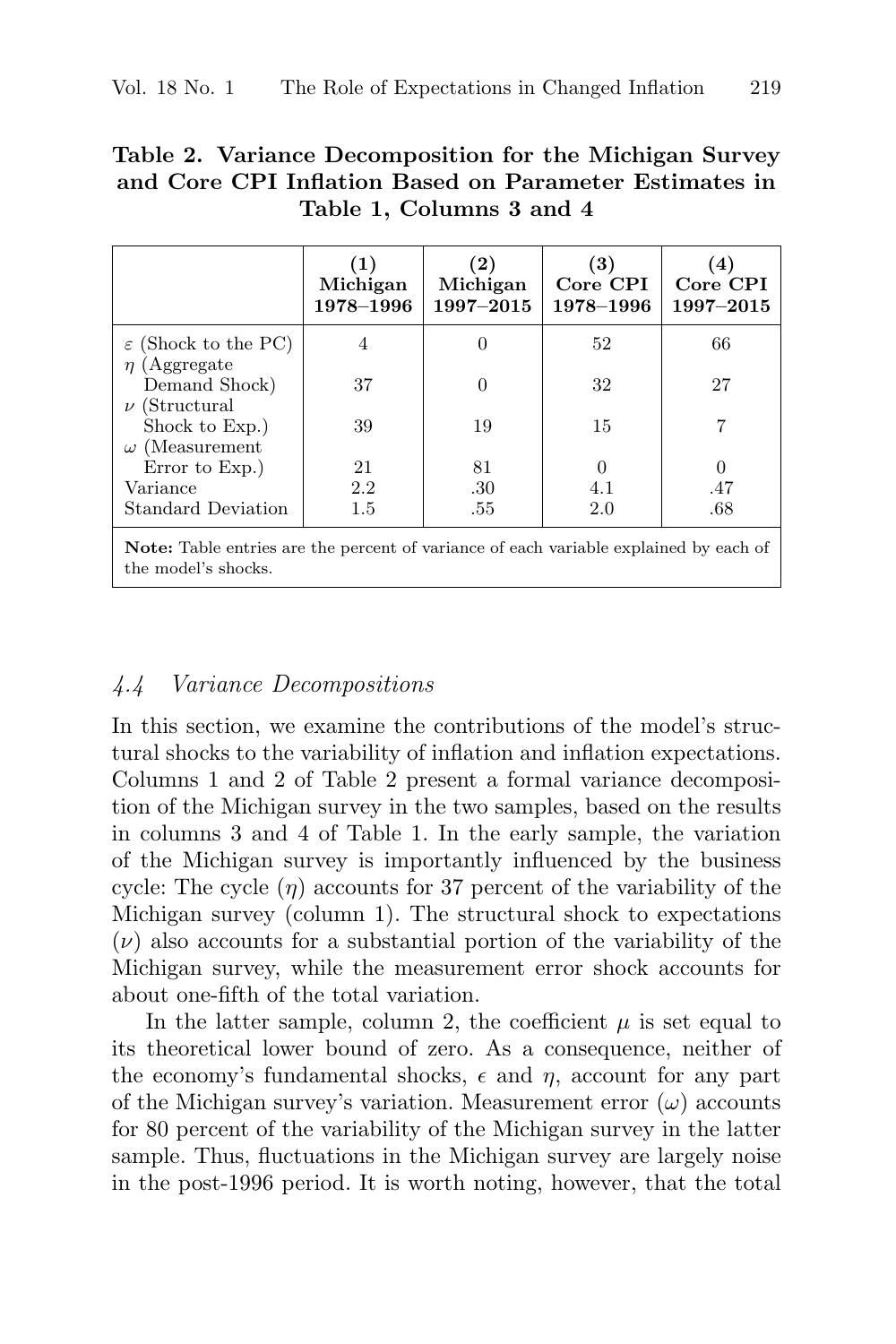**Table 2. Variance Decomposition for the Michigan Survey and Core CPI Inflation Based on Parameter Estimates in Table 1, Columns 3 and 4**

| | (1) Michigan 1978–1996 | (2) Michigan 1997–2015 | (3) Core CPI 1978–1996 | (4) Core CPI 1997–2015 |
|---|---|---|---|---|
| $\varepsilon$ (Shock to the PC) | 4 | 0 | 52 | 66 |
| $\eta$ (Aggregate Demand Shock) | 37 | 0 | 32 | 27 |
| $\nu$ (Structural Shock to Exp.) | 39 | 19 | 15 | 7 |
| $\omega$ (Measurement Error to Exp.) | 21 | 81 | 0 | 0 |
| Variance | 2.2 | .30 | 4.1 | .47 |
| Standard Deviation | 1.5 | .55 | 2.0 | .68 |

**Note:** Table entries are the percent of variance of each variable explained by each of the model's shocks.

### *4.4 Variance Decompositions*

In this section, we examine the contributions of the model's structural shocks to the variability of inflation and inflation expectations. Columns 1 and 2 of Table 2 present a formal variance decomposition of the Michigan survey in the two samples, based on the results in columns 3 and 4 of Table 1. In the early sample, the variation of the Michigan survey is importantly influenced by the business cycle: The cycle ($\eta$) accounts for 37 percent of the variability of the Michigan survey (column 1). The structural shock to expectations ($\nu$) also accounts for a substantial portion of the variability of the Michigan survey, while the measurement error shock accounts for about one-fifth of the total variation.

In the latter sample, column 2, the coefficient $\mu$ is set equal to its theoretical lower bound of zero. As a consequence, neither of the economy's fundamental shocks, $\epsilon$ and $\eta$, account for any part of the Michigan survey's variation. Measurement error ($\omega$) accounts for 80 percent of the variability of the Michigan survey in the latter sample. Thus, fluctuations in the Michigan survey are largely noise in the post-1996 period. It is worth noting, however, that the total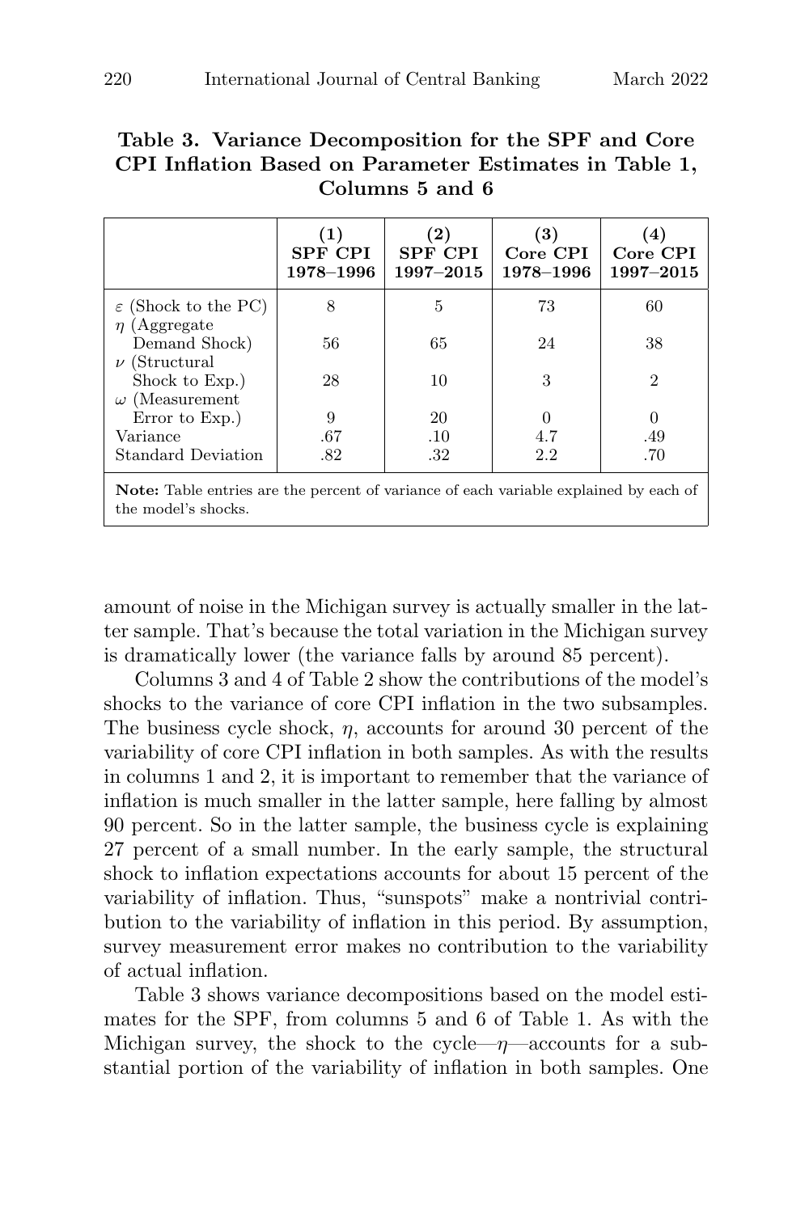**Table 3. Variance Decomposition for the SPF and Core CPI Inflation Based on Parameter Estimates in Table 1, Columns 5 and 6**

| | (1) SPF CPI 1978–1996 | (2) SPF CPI 1997–2015 | (3) Core CPI 1978–1996 | (4) Core CPI 1997–2015 |
|---|---|---|---|---|
| $\varepsilon$ (Shock to the PC) | 8 | 5 | 73 | 60 |
| $\eta$ (Aggregate Demand Shock) | 56 | 65 | 24 | 38 |
| $\nu$ (Structural Shock to Exp.) | 28 | 10 | 3 | 2 |
| $\omega$ (Measurement Error to Exp.) | 9 | 20 | 0 | 0 |
| Variance | .67 | .10 | 4.7 | .49 |
| Standard Deviation | .82 | .32 | 2.2 | .70 |

**Note:** Table entries are the percent of variance of each variable explained by each of the model's shocks.

amount of noise in the Michigan survey is actually smaller in the latter sample. That's because the total variation in the Michigan survey is dramatically lower (the variance falls by around 85 percent).

Columns 3 and 4 of Table 2 show the contributions of the model's shocks to the variance of core CPI inflation in the two subsamples. The business cycle shock, $\eta$, accounts for around 30 percent of the variability of core CPI inflation in both samples. As with the results in columns 1 and 2, it is important to remember that the variance of inflation is much smaller in the latter sample, here falling by almost 90 percent. So in the latter sample, the business cycle is explaining 27 percent of a small number. In the early sample, the structural shock to inflation expectations accounts for about 15 percent of the variability of inflation. Thus, "sunspots" make a nontrivial contribution to the variability of inflation in this period. By assumption, survey measurement error makes no contribution to the variability of actual inflation.

Table 3 shows variance decompositions based on the model estimates for the SPF, from columns 5 and 6 of Table 1. As with the Michigan survey, the shock to the cycle—$\eta$—accounts for a substantial portion of the variability of inflation in both samples. One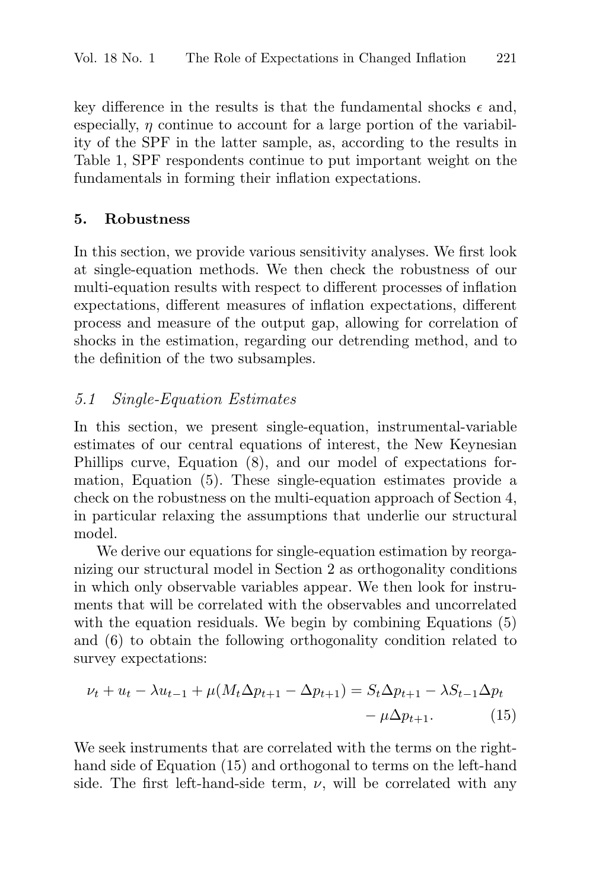key difference in the results is that the fundamental shocks $\epsilon$ and, especially, $\eta$ continue to account for a large portion of the variability of the SPF in the latter sample, as, according to the results in Table 1, SPF respondents continue to put important weight on the fundamentals in forming their inflation expectations.

## 5. Robustness

In this section, we provide various sensitivity analyses. We first look at single-equation methods. We then check the robustness of our multi-equation results with respect to different processes of inflation expectations, different measures of inflation expectations, different process and measure of the output gap, allowing for correlation of shocks in the estimation, regarding our detrending method, and to the definition of the two subsamples.

### *5.1 Single-Equation Estimates*

In this section, we present single-equation, instrumental-variable estimates of our central equations of interest, the New Keynesian Phillips curve, Equation (8), and our model of expectations formation, Equation (5). These single-equation estimates provide a check on the robustness on the multi-equation approach of Section 4, in particular relaxing the assumptions that underlie our structural model.

We derive our equations for single-equation estimation by reorganizing our structural model in Section 2 as orthogonality conditions in which only observable variables appear. We then look for instruments that will be correlated with the observables and uncorrelated with the equation residuals. We begin by combining Equations (5) and (6) to obtain the following orthogonality condition related to survey expectations:

$$\nu_t + u_t - \lambda u_{t-1} + \mu(M_t \Delta p_{t+1} - \Delta p_{t+1}) = S_t \Delta p_{t+1} - \lambda S_{t-1} \Delta p_t - \mu \Delta p_{t+1}. \qquad (15)$$

We seek instruments that are correlated with the terms on the right-hand side of Equation (15) and orthogonal to terms on the left-hand side. The first left-hand-side term, $\nu$, will be correlated with any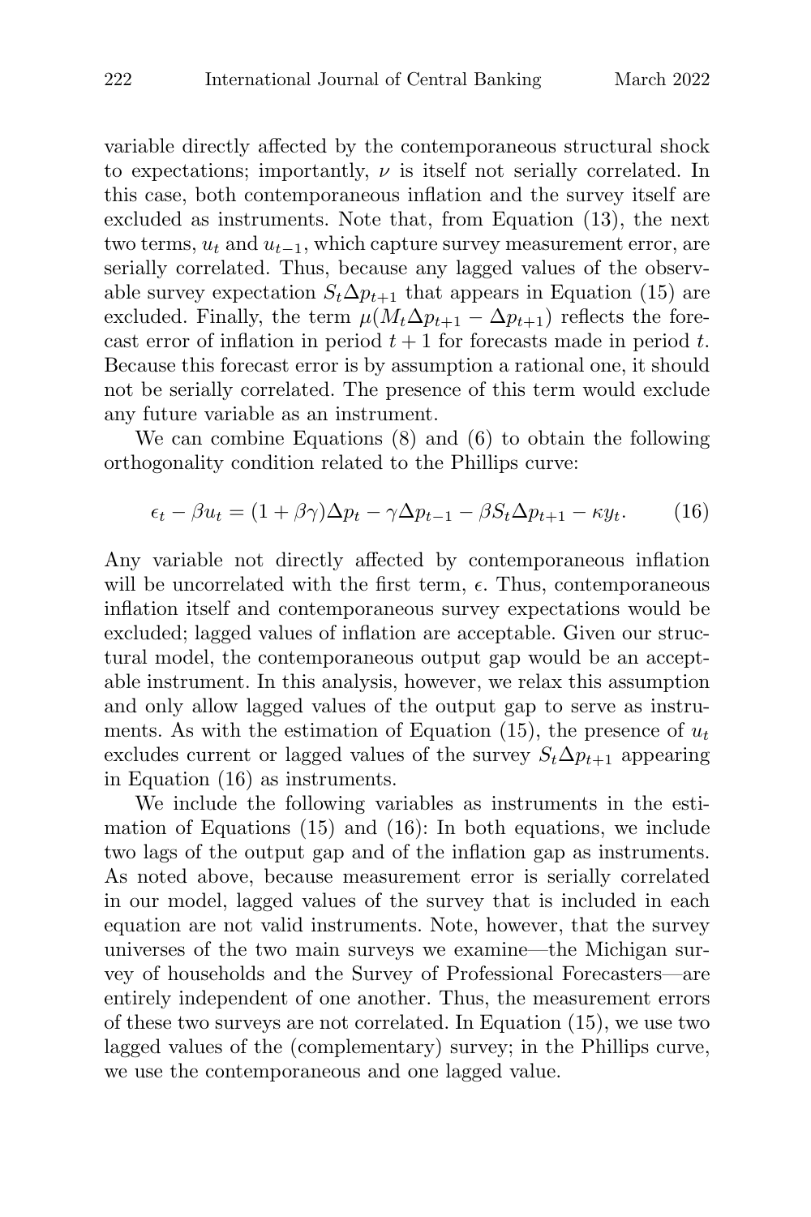variable directly affected by the contemporaneous structural shock to expectations; importantly, $\nu$ is itself not serially correlated. In this case, both contemporaneous inflation and the survey itself are excluded as instruments. Note that, from Equation (13), the next two terms, $u_t$ and $u_{t-1}$, which capture survey measurement error, are serially correlated. Thus, because any lagged values of the observable survey expectation $S_t\Delta p_{t+1}$ that appears in Equation (15) are excluded. Finally, the term $\mu(M_t\Delta p_{t+1} - \Delta p_{t+1})$ reflects the forecast error of inflation in period $t+1$ for forecasts made in period $t$. Because this forecast error is by assumption a rational one, it should not be serially correlated. The presence of this term would exclude any future variable as an instrument.

We can combine Equations (8) and (6) to obtain the following orthogonality condition related to the Phillips curve:

$$\epsilon_t - \beta u_t = (1 + \beta\gamma)\Delta p_t - \gamma\Delta p_{t-1} - \beta S_t\Delta p_{t+1} - \kappa y_t. \tag{16}$$

Any variable not directly affected by contemporaneous inflation will be uncorrelated with the first term, $\epsilon$. Thus, contemporaneous inflation itself and contemporaneous survey expectations would be excluded; lagged values of inflation are acceptable. Given our structural model, the contemporaneous output gap would be an acceptable instrument. In this analysis, however, we relax this assumption and only allow lagged values of the output gap to serve as instruments. As with the estimation of Equation (15), the presence of $u_t$ excludes current or lagged values of the survey $S_t\Delta p_{t+1}$ appearing in Equation (16) as instruments.

We include the following variables as instruments in the estimation of Equations (15) and (16): In both equations, we include two lags of the output gap and of the inflation gap as instruments. As noted above, because measurement error is serially correlated in our model, lagged values of the survey that is included in each equation are not valid instruments. Note, however, that the survey universes of the two main surveys we examine—the Michigan survey of households and the Survey of Professional Forecasters—are entirely independent of one another. Thus, the measurement errors of these two surveys are not correlated. In Equation (15), we use two lagged values of the (complementary) survey; in the Phillips curve, we use the contemporaneous and one lagged value.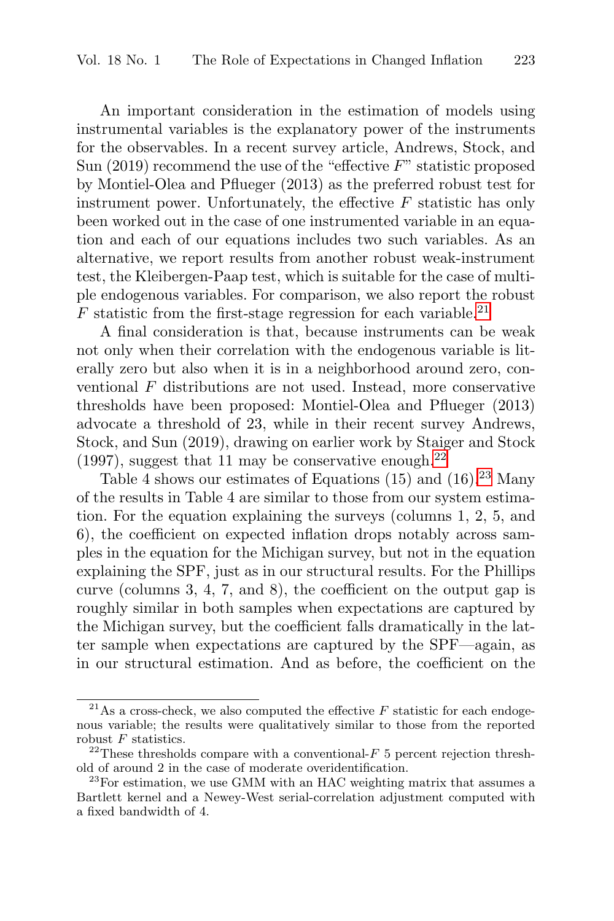An important consideration in the estimation of models using instrumental variables is the explanatory power of the instruments for the observables. In a recent survey article, Andrews, Stock, and Sun (2019) recommend the use of the "effective $F$" statistic proposed by Montiel-Olea and Pflueger (2013) as the preferred robust test for instrument power. Unfortunately, the effective $F$ statistic has only been worked out in the case of one instrumented variable in an equation and each of our equations includes two such variables. As an alternative, we report results from another robust weak-instrument test, the Kleibergen-Paap test, which is suitable for the case of multiple endogenous variables. For comparison, we also report the robust $F$ statistic from the first-stage regression for each variable.[21]

A final consideration is that, because instruments can be weak not only when their correlation with the endogenous variable is literally zero but also when it is in a neighborhood around zero, conventional $F$ distributions are not used. Instead, more conservative thresholds have been proposed: Montiel-Olea and Pflueger (2013) advocate a threshold of 23, while in their recent survey Andrews, Stock, and Sun (2019), drawing on earlier work by Staiger and Stock (1997), suggest that 11 may be conservative enough.[22]

Table 4 shows our estimates of Equations (15) and (16).[23] Many of the results in Table 4 are similar to those from our system estimation. For the equation explaining the surveys (columns 1, 2, 5, and 6), the coefficient on expected inflation drops notably across samples in the equation for the Michigan survey, but not in the equation explaining the SPF, just as in our structural results. For the Phillips curve (columns 3, 4, 7, and 8), the coefficient on the output gap is roughly similar in both samples when expectations are captured by the Michigan survey, but the coefficient falls dramatically in the latter sample when expectations are captured by the SPF—again, as in our structural estimation. And as before, the coefficient on the

---

[21] As a cross-check, we also computed the effective $F$ statistic for each endogenous variable; the results were qualitatively similar to those from the reported robust $F$ statistics.

[22] These thresholds compare with a conventional-$F$ 5 percent rejection threshold of around 2 in the case of moderate overidentification.

[23] For estimation, we use GMM with an HAC weighting matrix that assumes a Bartlett kernel and a Newey-West serial-correlation adjustment computed with a fixed bandwidth of 4.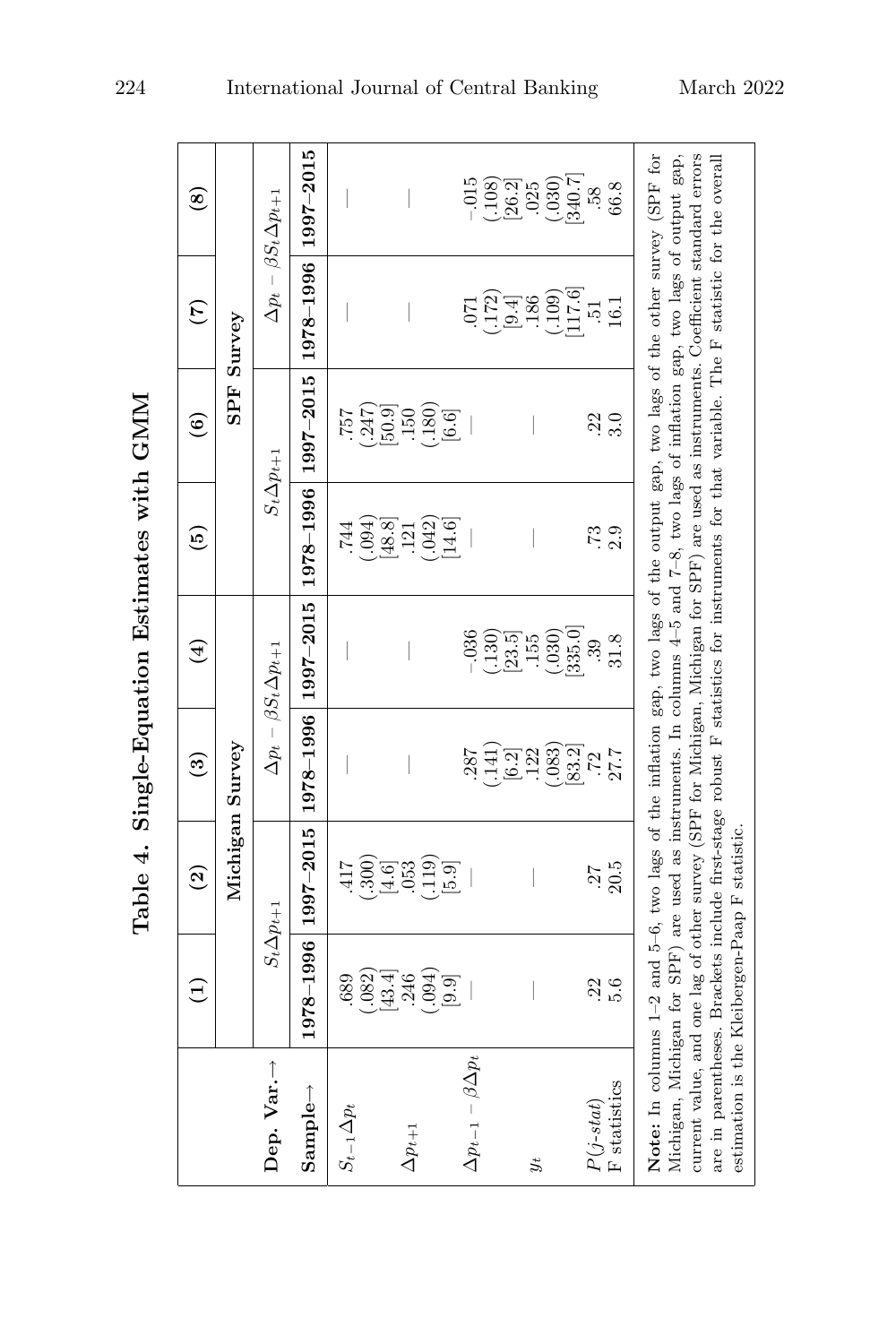# Table 4. Single-Equation Estimates with GMM

| | (1) | (2) | (3) | (4) | (5) | (6) | (7) | (8) |
|---|---|---|---|---|---|---|---|---|
| | Michigan Survey | | | | SPF Survey | | | |
| **Dep. Var.→** | $S_t\Delta p_{t+1}$ | | $\Delta p_t - \beta S_t \Delta p_{t+1}$ | | $S_t\Delta p_{t+1}$ | | $\Delta p_t - \beta S_t \Delta p_{t+1}$ | |
| **Sample→** | **1978–1996** | **1997–2015** | **1978–1996** | **1997–2015** | **1978–1996** | **1997–2015** | **1978–1996** | **1997–2015** |
| $S_{t-1}\Delta p_t$ | .689 | .417 | — | — | .744 | .757 | — | — |
| | (.082) | (.300) | | | (.094) | (.247) | | |
| | [43.4] | [4.6] | | | [48.8] | [50.9] | | |
| $\Delta p_{t+1}$ | .246 | .053 | — | — | .121 | .150 | — | — |
| | (.094) | (.119) | | | (.042) | (.180) | | |
| | [9.9] | [5.9] | | | [14.6] | [6.6] | | |
| $\Delta p_{t-1} - \beta\Delta p_t$ | — | — | .287 | −.036 | — | — | .071 | −.015 |
| | | | (.141) | (.130) | | | (.172) | (.108) |
| | | | [6.2] | [23.5] | | | [9.4] | [26.2] |
| $y_t$ | — | — | .122 | .155 | — | — | .186 | .025 |
| | | | (.083) | (.030) | | | (.109) | (.030) |
| | | | [83.2] | [335.0] | | | [117.6] | [340.7] |
| $P(j\text{-}stat)$ | .22 | .27 | .72 | .39 | .73 | .22 | .51 | .58 |
| F statistics | 5.6 | 20.5 | 27.7 | 31.8 | 2.9 | 3.0 | 16.1 | 66.8 |

**Note:** In columns 1–2 and 5–6, two lags of the inflation gap, two lags of the output gap, two lags of the other survey (SPF for Michigan, Michigan for SPF) are used as instruments. In columns 4–5 and 7–8, two lags of inflation gap, two lags of output gap, current value, and one lag of other survey (SPF for Michigan, Michigan for SPF) are used as instruments. Coefficient standard errors are in parentheses. Brackets include first-stage robust F statistics for instruments for that variable. The F statistic for the overall estimation is the Kleibergen-Paap F statistic.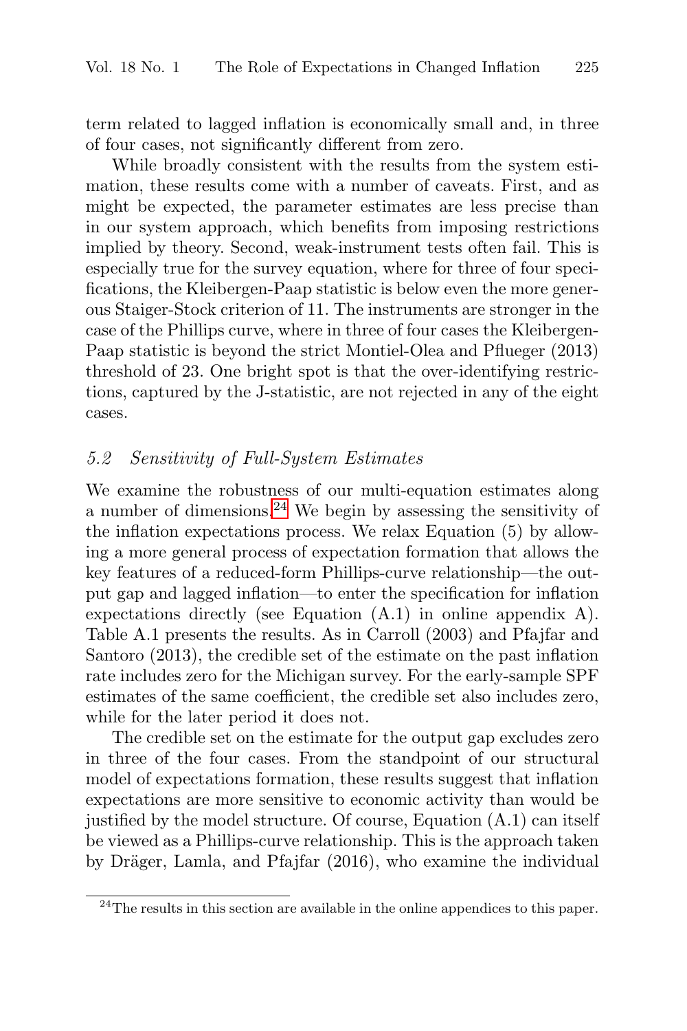term related to lagged inflation is economically small and, in three of four cases, not significantly different from zero.

While broadly consistent with the results from the system estimation, these results come with a number of caveats. First, and as might be expected, the parameter estimates are less precise than in our system approach, which benefits from imposing restrictions implied by theory. Second, weak-instrument tests often fail. This is especially true for the survey equation, where for three of four specifications, the Kleibergen-Paap statistic is below even the more generous Staiger-Stock criterion of 11. The instruments are stronger in the case of the Phillips curve, where in three of four cases the Kleibergen-Paap statistic is beyond the strict Montiel-Olea and Pflueger (2013) threshold of 23. One bright spot is that the over-identifying restrictions, captured by the J-statistic, are not rejected in any of the eight cases.

### *5.2 Sensitivity of Full-System Estimates*

We examine the robustness of our multi-equation estimates along a number of dimensions.[24] We begin by assessing the sensitivity of the inflation expectations process. We relax Equation (5) by allowing a more general process of expectation formation that allows the key features of a reduced-form Phillips-curve relationship—the output gap and lagged inflation—to enter the specification for inflation expectations directly (see Equation (A.1) in online appendix A). Table A.1 presents the results. As in Carroll (2003) and Pfajfar and Santoro (2013), the credible set of the estimate on the past inflation rate includes zero for the Michigan survey. For the early-sample SPF estimates of the same coefficient, the credible set also includes zero, while for the later period it does not.

The credible set on the estimate for the output gap excludes zero in three of the four cases. From the standpoint of our structural model of expectations formation, these results suggest that inflation expectations are more sensitive to economic activity than would be justified by the model structure. Of course, Equation (A.1) can itself be viewed as a Phillips-curve relationship. This is the approach taken by Dräger, Lamla, and Pfajfar (2016), who examine the individual

[24] The results in this section are available in the online appendices to this paper.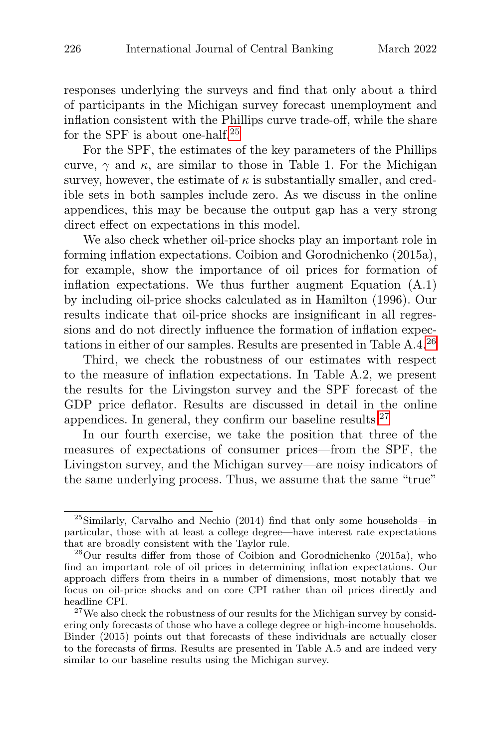responses underlying the surveys and find that only about a third of participants in the Michigan survey forecast unemployment and inflation consistent with the Phillips curve trade-off, while the share for the SPF is about one-half.[25]

For the SPF, the estimates of the key parameters of the Phillips curve, $\gamma$ and $\kappa$, are similar to those in Table 1. For the Michigan survey, however, the estimate of $\kappa$ is substantially smaller, and credible sets in both samples include zero. As we discuss in the online appendices, this may be because the output gap has a very strong direct effect on expectations in this model.

We also check whether oil-price shocks play an important role in forming inflation expectations. Coibion and Gorodnichenko (2015a), for example, show the importance of oil prices for formation of inflation expectations. We thus further augment Equation (A.1) by including oil-price shocks calculated as in Hamilton (1996). Our results indicate that oil-price shocks are insignificant in all regressions and do not directly influence the formation of inflation expectations in either of our samples. Results are presented in Table A.4.[26]

Third, we check the robustness of our estimates with respect to the measure of inflation expectations. In Table A.2, we present the results for the Livingston survey and the SPF forecast of the GDP price deflator. Results are discussed in detail in the online appendices. In general, they confirm our baseline results.[27]

In our fourth exercise, we take the position that three of the measures of expectations of consumer prices—from the SPF, the Livingston survey, and the Michigan survey—are noisy indicators of the same underlying process. Thus, we assume that the same "true"

---

[25] Similarly, Carvalho and Nechio (2014) find that only some households—in particular, those with at least a college degree—have interest rate expectations that are broadly consistent with the Taylor rule.

[26] Our results differ from those of Coibion and Gorodnichenko (2015a), who find an important role of oil prices in determining inflation expectations. Our approach differs from theirs in a number of dimensions, most notably that we focus on oil-price shocks and on core CPI rather than oil prices directly and headline CPI.

[27] We also check the robustness of our results for the Michigan survey by considering only forecasts of those who have a college degree or high-income households. Binder (2015) points out that forecasts of these individuals are actually closer to the forecasts of firms. Results are presented in Table A.5 and are indeed very similar to our baseline results using the Michigan survey.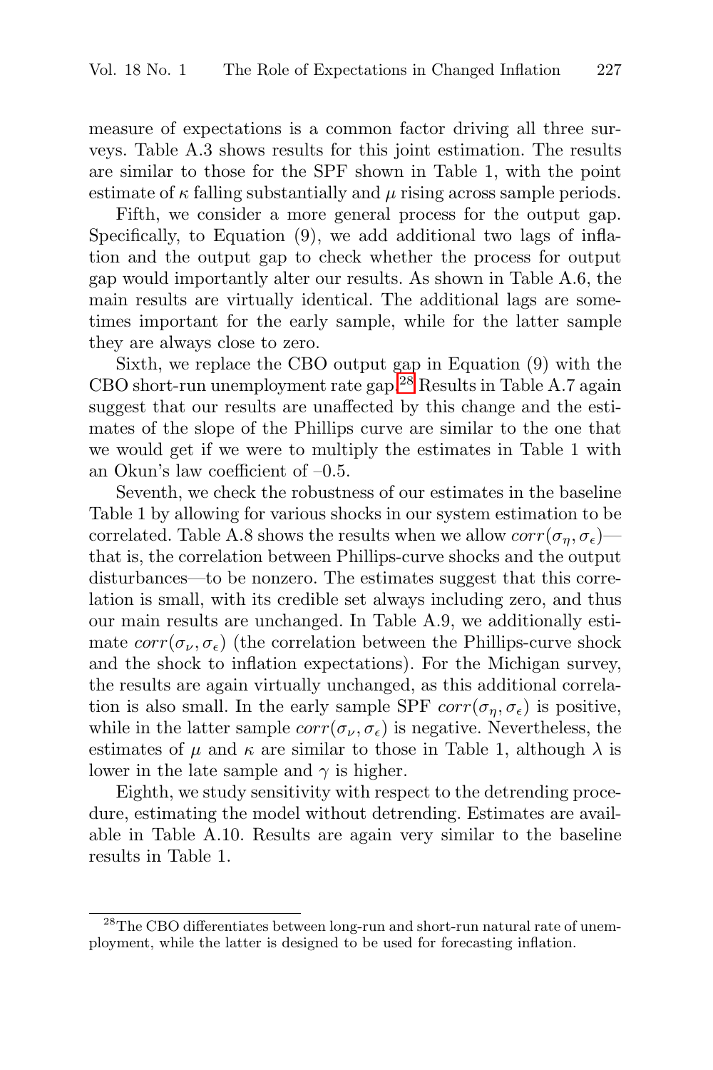measure of expectations is a common factor driving all three surveys. Table A.3 shows results for this joint estimation. The results are similar to those for the SPF shown in Table 1, with the point estimate of $\kappa$ falling substantially and $\mu$ rising across sample periods.

Fifth, we consider a more general process for the output gap. Specifically, to Equation (9), we add additional two lags of inflation and the output gap to check whether the process for output gap would importantly alter our results. As shown in Table A.6, the main results are virtually identical. The additional lags are sometimes important for the early sample, while for the latter sample they are always close to zero.

Sixth, we replace the CBO output gap in Equation (9) with the CBO short-run unemployment rate gap.[28] Results in Table A.7 again suggest that our results are unaffected by this change and the estimates of the slope of the Phillips curve are similar to the one that we would get if we were to multiply the estimates in Table 1 with an Okun's law coefficient of –0.5.

Seventh, we check the robustness of our estimates in the baseline Table 1 by allowing for various shocks in our system estimation to be correlated. Table A.8 shows the results when we allow $corr(\sigma_\eta, \sigma_\epsilon)$—that is, the correlation between Phillips-curve shocks and the output disturbances—to be nonzero. The estimates suggest that this correlation is small, with its credible set always including zero, and thus our main results are unchanged. In Table A.9, we additionally estimate $corr(\sigma_\nu, \sigma_\epsilon)$ (the correlation between the Phillips-curve shock and the shock to inflation expectations). For the Michigan survey, the results are again virtually unchanged, as this additional correlation is also small. In the early sample SPF $corr(\sigma_\eta, \sigma_\epsilon)$ is positive, while in the latter sample $corr(\sigma_\nu, \sigma_\epsilon)$ is negative. Nevertheless, the estimates of $\mu$ and $\kappa$ are similar to those in Table 1, although $\lambda$ is lower in the late sample and $\gamma$ is higher.

Eighth, we study sensitivity with respect to the detrending procedure, estimating the model without detrending. Estimates are available in Table A.10. Results are again very similar to the baseline results in Table 1.

[28] The CBO differentiates between long-run and short-run natural rate of unemployment, while the latter is designed to be used for forecasting inflation.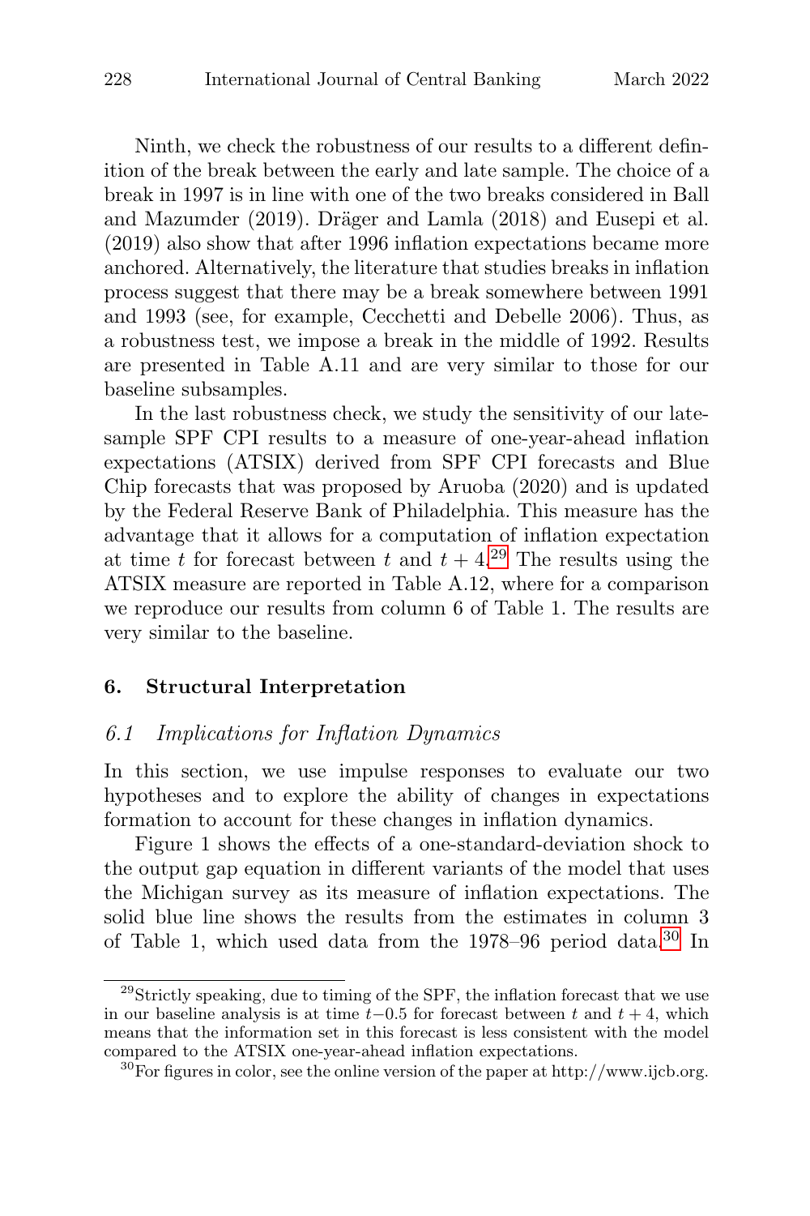Ninth, we check the robustness of our results to a different definition of the break between the early and late sample. The choice of a break in 1997 is in line with one of the two breaks considered in Ball and Mazumder (2019). Dräger and Lamla (2018) and Eusepi et al. (2019) also show that after 1996 inflation expectations became more anchored. Alternatively, the literature that studies breaks in inflation process suggest that there may be a break somewhere between 1991 and 1993 (see, for example, Cecchetti and Debelle 2006). Thus, as a robustness test, we impose a break in the middle of 1992. Results are presented in Table A.11 and are very similar to those for our baseline subsamples.

In the last robustness check, we study the sensitivity of our late-sample SPF CPI results to a measure of one-year-ahead inflation expectations (ATSIX) derived from SPF CPI forecasts and Blue Chip forecasts that was proposed by Aruoba (2020) and is updated by the Federal Reserve Bank of Philadelphia. This measure has the advantage that it allows for a computation of inflation expectation at time $t$ for forecast between $t$ and $t+4$.[29] The results using the ATSIX measure are reported in Table A.12, where for a comparison we reproduce our results from column 6 of Table 1. The results are very similar to the baseline.

## 6. Structural Interpretation

### *6.1 Implications for Inflation Dynamics*

In this section, we use impulse responses to evaluate our two hypotheses and to explore the ability of changes in expectations formation to account for these changes in inflation dynamics.

Figure 1 shows the effects of a one-standard-deviation shock to the output gap equation in different variants of the model that uses the Michigan survey as its measure of inflation expectations. The solid blue line shows the results from the estimates in column 3 of Table 1, which used data from the 1978–96 period data.[30] In

---

[29] Strictly speaking, due to timing of the SPF, the inflation forecast that we use in our baseline analysis is at time $t-0.5$ for forecast between $t$ and $t+4$, which means that the information set in this forecast is less consistent with the model compared to the ATSIX one-year-ahead inflation expectations.

[30] For figures in color, see the online version of the paper at http://www.ijcb.org.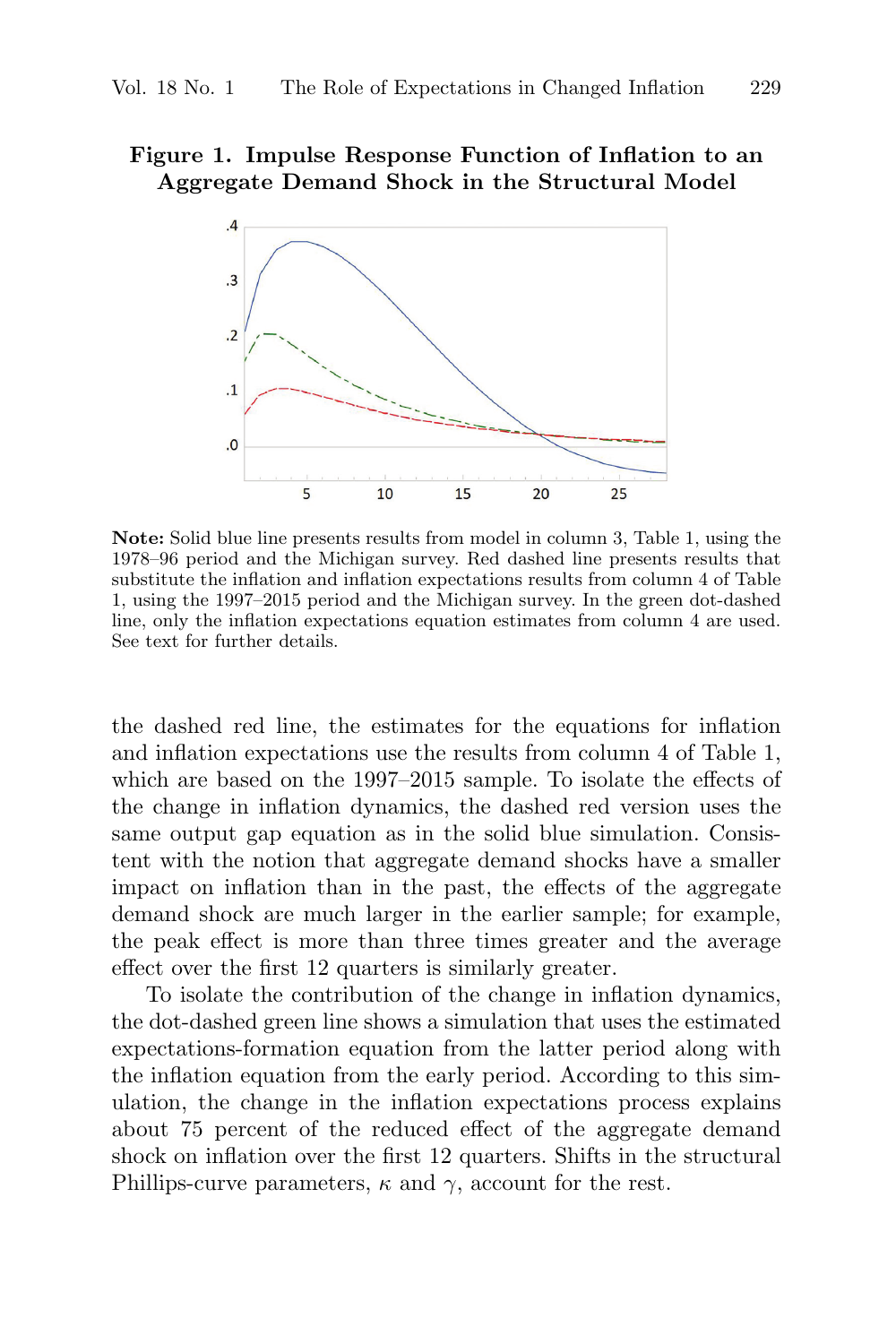**Figure 1. Impulse Response Function of Inflation to an Aggregate Demand Shock in the Structural Model**

**Note:** Solid blue line presents results from model in column 3, Table 1, using the 1978–96 period and the Michigan survey. Red dashed line presents results that substitute the inflation and inflation expectations results from column 4 of Table 1, using the 1997–2015 period and the Michigan survey. In the green dot-dashed line, only the inflation expectations equation estimates from column 4 are used. See text for further details.

the dashed red line, the estimates for the equations for inflation and inflation expectations use the results from column 4 of Table 1, which are based on the 1997–2015 sample. To isolate the effects of the change in inflation dynamics, the dashed red version uses the same output gap equation as in the solid blue simulation. Consistent with the notion that aggregate demand shocks have a smaller impact on inflation than in the past, the effects of the aggregate demand shock are much larger in the earlier sample; for example, the peak effect is more than three times greater and the average effect over the first 12 quarters is similarly greater.

To isolate the contribution of the change in inflation dynamics, the dot-dashed green line shows a simulation that uses the estimated expectations-formation equation from the latter period along with the inflation equation from the early period. According to this simulation, the change in the inflation expectations process explains about 75 percent of the reduced effect of the aggregate demand shock on inflation over the first 12 quarters. Shifts in the structural Phillips-curve parameters, $\kappa$ and $\gamma$, account for the rest.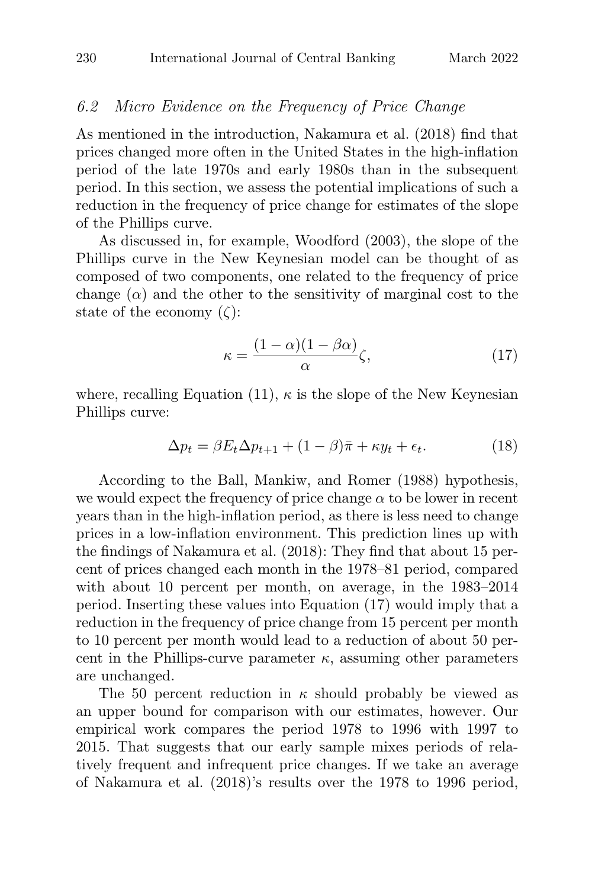### 6.2 Micro Evidence on the Frequency of Price Change

As mentioned in the introduction, Nakamura et al. (2018) find that prices changed more often in the United States in the high-inflation period of the late 1970s and early 1980s than in the subsequent period. In this section, we assess the potential implications of such a reduction in the frequency of price change for estimates of the slope of the Phillips curve.

As discussed in, for example, Woodford (2003), the slope of the Phillips curve in the New Keynesian model can be thought of as composed of two components, one related to the frequency of price change ($\alpha$) and the other to the sensitivity of marginal cost to the state of the economy ($\zeta$):

$$\kappa = \frac{(1-\alpha)(1-\beta\alpha)}{\alpha}\zeta, \tag{17}$$

where, recalling Equation (11), $\kappa$ is the slope of the New Keynesian Phillips curve:

$$\Delta p_t = \beta E_t \Delta p_{t+1} + (1-\beta)\bar{\pi} + \kappa y_t + \epsilon_t. \tag{18}$$

According to the Ball, Mankiw, and Romer (1988) hypothesis, we would expect the frequency of price change $\alpha$ to be lower in recent years than in the high-inflation period, as there is less need to change prices in a low-inflation environment. This prediction lines up with the findings of Nakamura et al. (2018): They find that about 15 percent of prices changed each month in the 1978–81 period, compared with about 10 percent per month, on average, in the 1983–2014 period. Inserting these values into Equation (17) would imply that a reduction in the frequency of price change from 15 percent per month to 10 percent per month would lead to a reduction of about 50 percent in the Phillips-curve parameter $\kappa$, assuming other parameters are unchanged.

The 50 percent reduction in $\kappa$ should probably be viewed as an upper bound for comparison with our estimates, however. Our empirical work compares the period 1978 to 1996 with 1997 to 2015. That suggests that our early sample mixes periods of relatively frequent and infrequent price changes. If we take an average of Nakamura et al. (2018)'s results over the 1978 to 1996 period,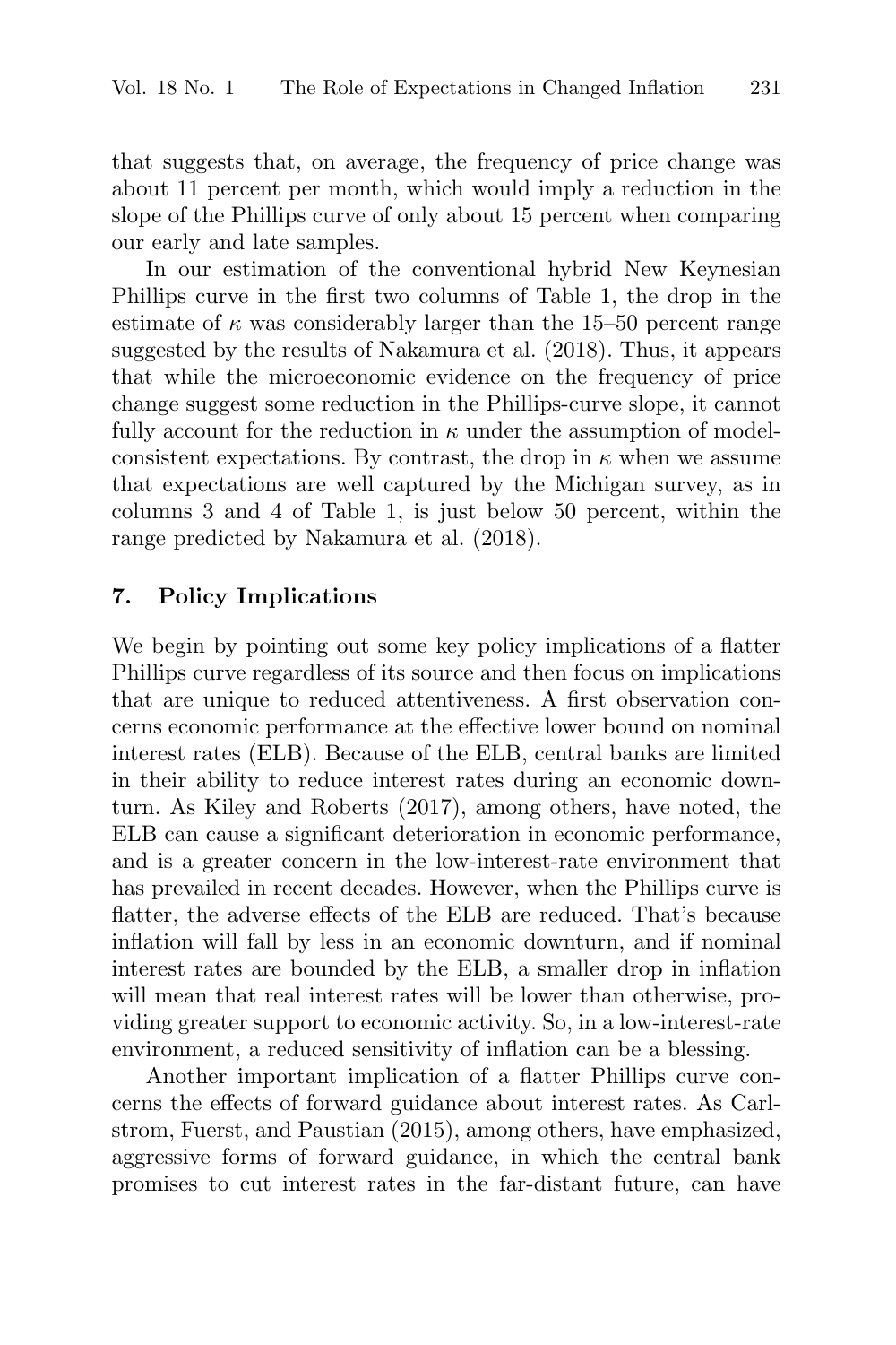that suggests that, on average, the frequency of price change was about 11 percent per month, which would imply a reduction in the slope of the Phillips curve of only about 15 percent when comparing our early and late samples.

In our estimation of the conventional hybrid New Keynesian Phillips curve in the first two columns of Table 1, the drop in the estimate of $\kappa$ was considerably larger than the 15–50 percent range suggested by the results of Nakamura et al. (2018). Thus, it appears that while the microeconomic evidence on the frequency of price change suggest some reduction in the Phillips-curve slope, it cannot fully account for the reduction in $\kappa$ under the assumption of model-consistent expectations. By contrast, the drop in $\kappa$ when we assume that expectations are well captured by the Michigan survey, as in columns 3 and 4 of Table 1, is just below 50 percent, within the range predicted by Nakamura et al. (2018).

## 7. Policy Implications

We begin by pointing out some key policy implications of a flatter Phillips curve regardless of its source and then focus on implications that are unique to reduced attentiveness. A first observation concerns economic performance at the effective lower bound on nominal interest rates (ELB). Because of the ELB, central banks are limited in their ability to reduce interest rates during an economic downturn. As Kiley and Roberts (2017), among others, have noted, the ELB can cause a significant deterioration in economic performance, and is a greater concern in the low-interest-rate environment that has prevailed in recent decades. However, when the Phillips curve is flatter, the adverse effects of the ELB are reduced. That's because inflation will fall by less in an economic downturn, and if nominal interest rates are bounded by the ELB, a smaller drop in inflation will mean that real interest rates will be lower than otherwise, providing greater support to economic activity. So, in a low-interest-rate environment, a reduced sensitivity of inflation can be a blessing.

Another important implication of a flatter Phillips curve concerns the effects of forward guidance about interest rates. As Carlstrom, Fuerst, and Paustian (2015), among others, have emphasized, aggressive forms of forward guidance, in which the central bank promises to cut interest rates in the far-distant future, can have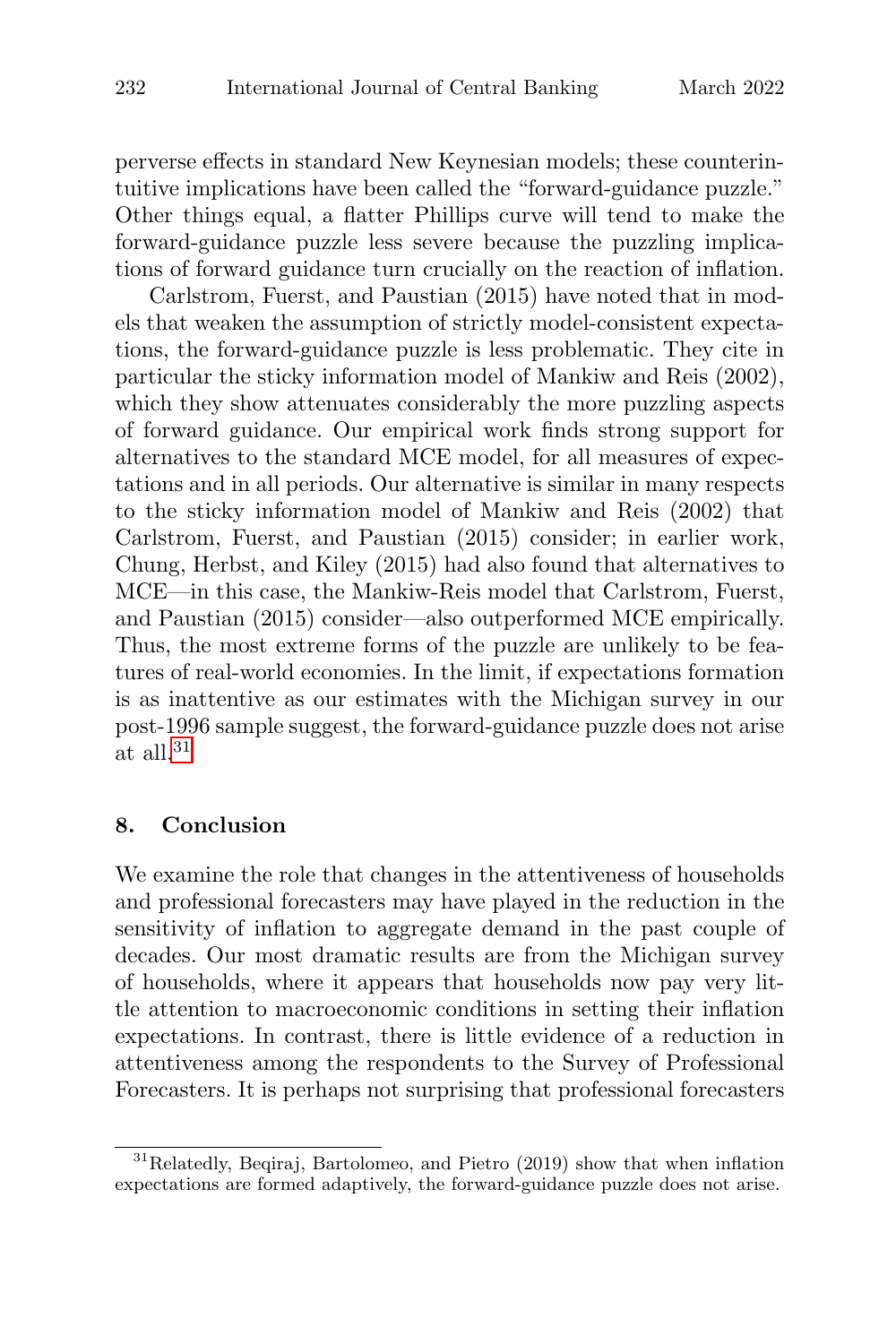perverse effects in standard New Keynesian models; these counterintuitive implications have been called the "forward-guidance puzzle." Other things equal, a flatter Phillips curve will tend to make the forward-guidance puzzle less severe because the puzzling implications of forward guidance turn crucially on the reaction of inflation.

Carlstrom, Fuerst, and Paustian (2015) have noted that in models that weaken the assumption of strictly model-consistent expectations, the forward-guidance puzzle is less problematic. They cite in particular the sticky information model of Mankiw and Reis (2002), which they show attenuates considerably the more puzzling aspects of forward guidance. Our empirical work finds strong support for alternatives to the standard MCE model, for all measures of expectations and in all periods. Our alternative is similar in many respects to the sticky information model of Mankiw and Reis (2002) that Carlstrom, Fuerst, and Paustian (2015) consider; in earlier work, Chung, Herbst, and Kiley (2015) had also found that alternatives to MCE—in this case, the Mankiw-Reis model that Carlstrom, Fuerst, and Paustian (2015) consider—also outperformed MCE empirically. Thus, the most extreme forms of the puzzle are unlikely to be features of real-world economies. In the limit, if expectations formation is as inattentive as our estimates with the Michigan survey in our post-1996 sample suggest, the forward-guidance puzzle does not arise at all.[31]

## 8. Conclusion

We examine the role that changes in the attentiveness of households and professional forecasters may have played in the reduction in the sensitivity of inflation to aggregate demand in the past couple of decades. Our most dramatic results are from the Michigan survey of households, where it appears that households now pay very little attention to macroeconomic conditions in setting their inflation expectations. In contrast, there is little evidence of a reduction in attentiveness among the respondents to the Survey of Professional Forecasters. It is perhaps not surprising that professional forecasters

[31] Relatedly, Beqiraj, Bartolomeo, and Pietro (2019) show that when inflation expectations are formed adaptively, the forward-guidance puzzle does not arise.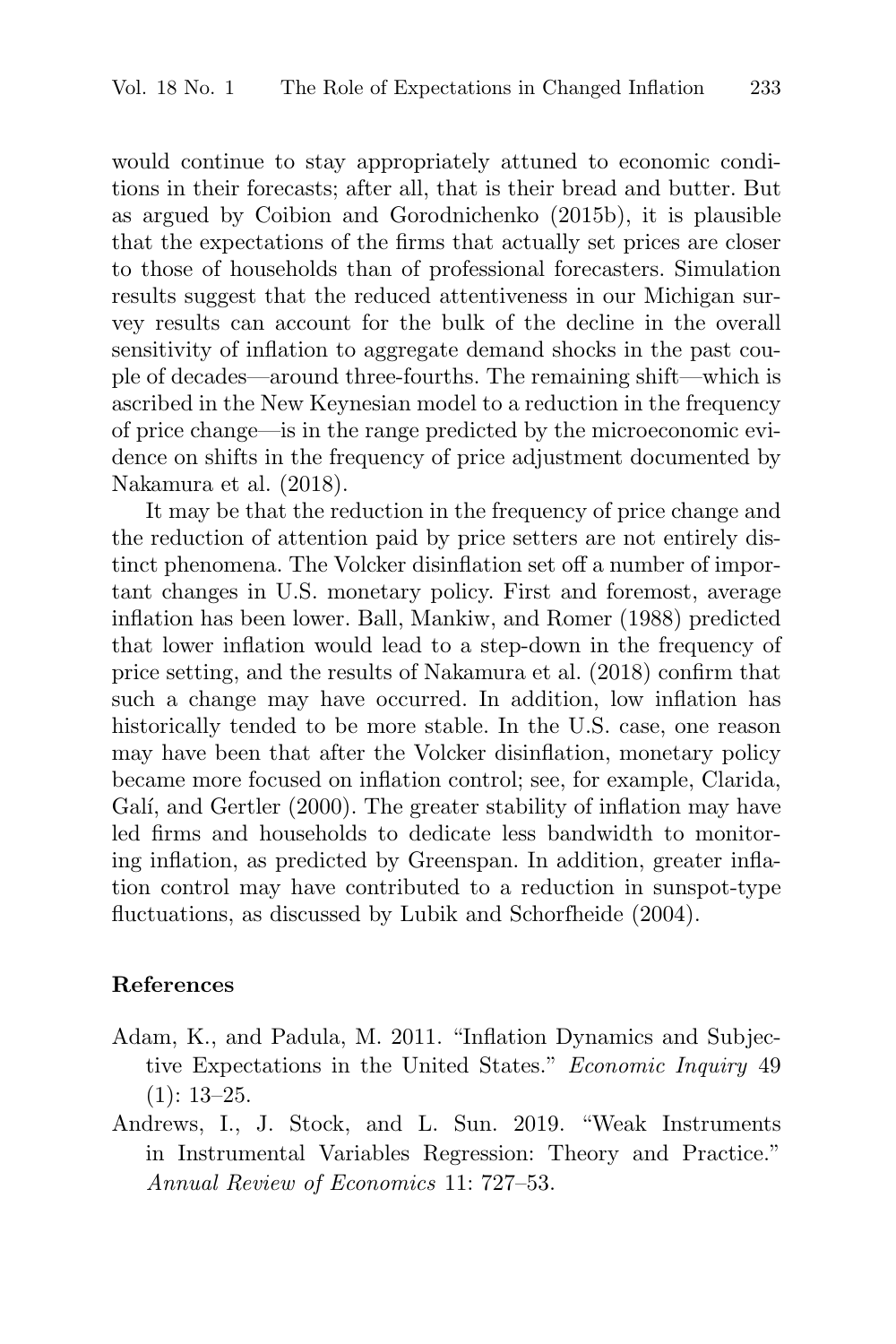would continue to stay appropriately attuned to economic conditions in their forecasts; after all, that is their bread and butter. But as argued by Coibion and Gorodnichenko (2015b), it is plausible that the expectations of the firms that actually set prices are closer to those of households than of professional forecasters. Simulation results suggest that the reduced attentiveness in our Michigan survey results can account for the bulk of the decline in the overall sensitivity of inflation to aggregate demand shocks in the past couple of decades—around three-fourths. The remaining shift—which is ascribed in the New Keynesian model to a reduction in the frequency of price change—is in the range predicted by the microeconomic evidence on shifts in the frequency of price adjustment documented by Nakamura et al. (2018).

It may be that the reduction in the frequency of price change and the reduction of attention paid by price setters are not entirely distinct phenomena. The Volcker disinflation set off a number of important changes in U.S. monetary policy. First and foremost, average inflation has been lower. Ball, Mankiw, and Romer (1988) predicted that lower inflation would lead to a step-down in the frequency of price setting, and the results of Nakamura et al. (2018) confirm that such a change may have occurred. In addition, low inflation has historically tended to be more stable. In the U.S. case, one reason may have been that after the Volcker disinflation, monetary policy became more focused on inflation control; see, for example, Clarida, Galí, and Gertler (2000). The greater stability of inflation may have led firms and households to dedicate less bandwidth to monitoring inflation, as predicted by Greenspan. In addition, greater inflation control may have contributed to a reduction in sunspot-type fluctuations, as discussed by Lubik and Schorfheide (2004).

## References

Adam, K., and Padula, M. 2011. "Inflation Dynamics and Subjective Expectations in the United States." *Economic Inquiry* 49 (1): 13–25.

Andrews, I., J. Stock, and L. Sun. 2019. "Weak Instruments in Instrumental Variables Regression: Theory and Practice." *Annual Review of Economics* 11: 727–53.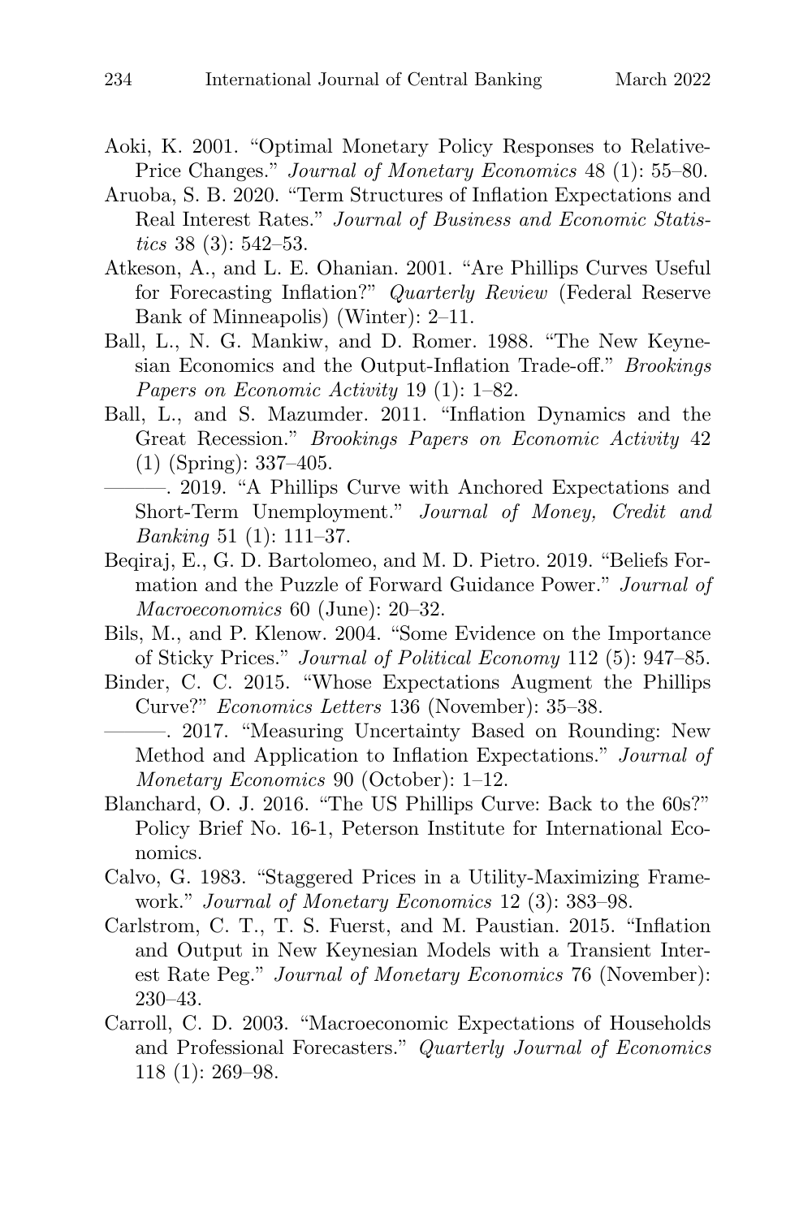Aoki, K. 2001. "Optimal Monetary Policy Responses to Relative-Price Changes." *Journal of Monetary Economics* 48 (1): 55–80.

Aruoba, S. B. 2020. "Term Structures of Inflation Expectations and Real Interest Rates." *Journal of Business and Economic Statistics* 38 (3): 542–53.

Atkeson, A., and L. E. Ohanian. 2001. "Are Phillips Curves Useful for Forecasting Inflation?" *Quarterly Review* (Federal Reserve Bank of Minneapolis) (Winter): 2–11.

Ball, L., N. G. Mankiw, and D. Romer. 1988. "The New Keynesian Economics and the Output-Inflation Trade-off." *Brookings Papers on Economic Activity* 19 (1): 1–82.

Ball, L., and S. Mazumder. 2011. "Inflation Dynamics and the Great Recession." *Brookings Papers on Economic Activity* 42 (1) (Spring): 337–405.

———. 2019. "A Phillips Curve with Anchored Expectations and Short-Term Unemployment." *Journal of Money, Credit and Banking* 51 (1): 111–37.

Beqiraj, E., G. D. Bartolomeo, and M. D. Pietro. 2019. "Beliefs Formation and the Puzzle of Forward Guidance Power." *Journal of Macroeconomics* 60 (June): 20–32.

Bils, M., and P. Klenow. 2004. "Some Evidence on the Importance of Sticky Prices." *Journal of Political Economy* 112 (5): 947–85.

Binder, C. C. 2015. "Whose Expectations Augment the Phillips Curve?" *Economics Letters* 136 (November): 35–38.

———. 2017. "Measuring Uncertainty Based on Rounding: New Method and Application to Inflation Expectations." *Journal of Monetary Economics* 90 (October): 1–12.

Blanchard, O. J. 2016. "The US Phillips Curve: Back to the 60s?" Policy Brief No. 16-1, Peterson Institute for International Economics.

Calvo, G. 1983. "Staggered Prices in a Utility-Maximizing Framework." *Journal of Monetary Economics* 12 (3): 383–98.

Carlstrom, C. T., T. S. Fuerst, and M. Paustian. 2015. "Inflation and Output in New Keynesian Models with a Transient Interest Rate Peg." *Journal of Monetary Economics* 76 (November): 230–43.

Carroll, C. D. 2003. "Macroeconomic Expectations of Households and Professional Forecasters." *Quarterly Journal of Economics* 118 (1): 269–98.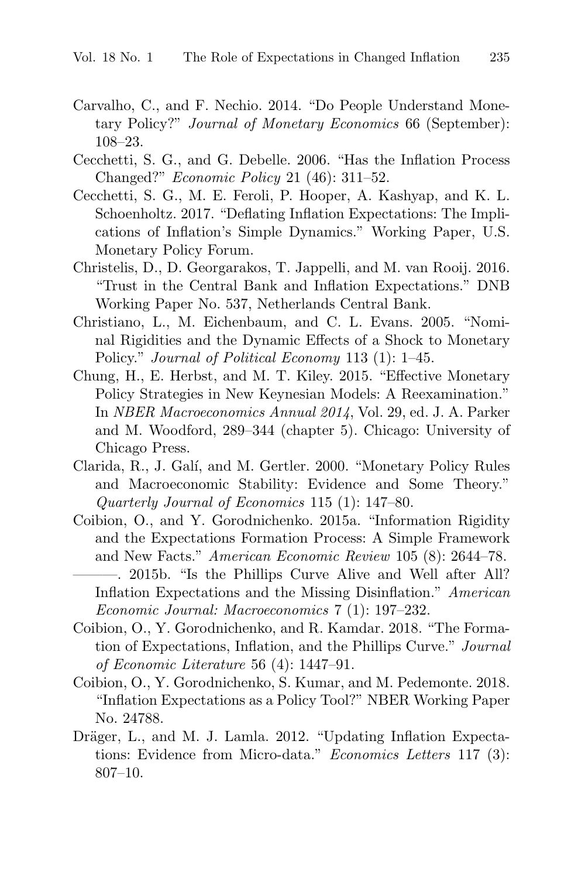Carvalho, C., and F. Nechio. 2014. "Do People Understand Monetary Policy?" *Journal of Monetary Economics* 66 (September): 108–23.

Cecchetti, S. G., and G. Debelle. 2006. "Has the Inflation Process Changed?" *Economic Policy* 21 (46): 311–52.

Cecchetti, S. G., M. E. Feroli, P. Hooper, A. Kashyap, and K. L. Schoenholtz. 2017. "Deflating Inflation Expectations: The Implications of Inflation's Simple Dynamics." Working Paper, U.S. Monetary Policy Forum.

Christelis, D., D. Georgarakos, T. Jappelli, and M. van Rooij. 2016. "Trust in the Central Bank and Inflation Expectations." DNB Working Paper No. 537, Netherlands Central Bank.

Christiano, L., M. Eichenbaum, and C. L. Evans. 2005. "Nominal Rigidities and the Dynamic Effects of a Shock to Monetary Policy." *Journal of Political Economy* 113 (1): 1–45.

Chung, H., E. Herbst, and M. T. Kiley. 2015. "Effective Monetary Policy Strategies in New Keynesian Models: A Reexamination." In *NBER Macroeconomics Annual 2014*, Vol. 29, ed. J. A. Parker and M. Woodford, 289–344 (chapter 5). Chicago: University of Chicago Press.

Clarida, R., J. Galí, and M. Gertler. 2000. "Monetary Policy Rules and Macroeconomic Stability: Evidence and Some Theory." *Quarterly Journal of Economics* 115 (1): 147–80.

Coibion, O., and Y. Gorodnichenko. 2015a. "Information Rigidity and the Expectations Formation Process: A Simple Framework and New Facts." *American Economic Review* 105 (8): 2644–78.

———. 2015b. "Is the Phillips Curve Alive and Well after All? Inflation Expectations and the Missing Disinflation." *American Economic Journal: Macroeconomics* 7 (1): 197–232.

Coibion, O., Y. Gorodnichenko, and R. Kamdar. 2018. "The Formation of Expectations, Inflation, and the Phillips Curve." *Journal of Economic Literature* 56 (4): 1447–91.

Coibion, O., Y. Gorodnichenko, S. Kumar, and M. Pedemonte. 2018. "Inflation Expectations as a Policy Tool?" NBER Working Paper No. 24788.

Dräger, L., and M. J. Lamla. 2012. "Updating Inflation Expectations: Evidence from Micro-data." *Economics Letters* 117 (3): 807–10.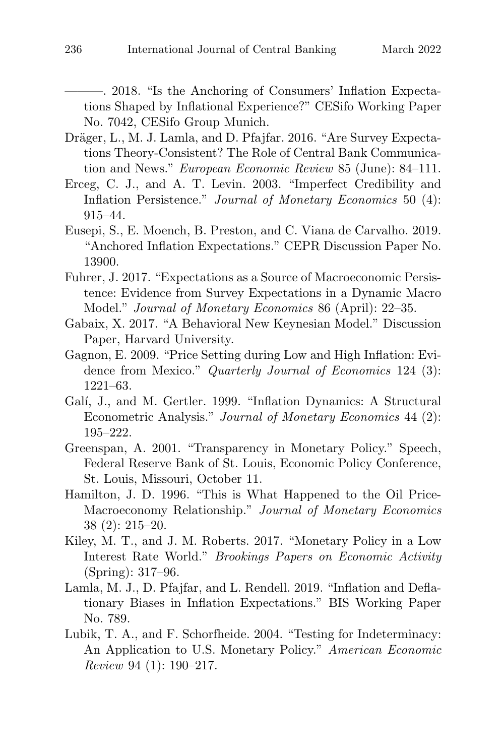———. 2018. “Is the Anchoring of Consumers’ Inflation Expectations Shaped by Inflational Experience?” CESifo Working Paper No. 7042, CESifo Group Munich.

Dräger, L., M. J. Lamla, and D. Pfajfar. 2016. “Are Survey Expectations Theory-Consistent? The Role of Central Bank Communication and News.” *European Economic Review* 85 (June): 84–111.

Erceg, C. J., and A. T. Levin. 2003. “Imperfect Credibility and Inflation Persistence.” *Journal of Monetary Economics* 50 (4): 915–44.

Eusepi, S., E. Moench, B. Preston, and C. Viana de Carvalho. 2019. “Anchored Inflation Expectations.” CEPR Discussion Paper No. 13900.

Fuhrer, J. 2017. “Expectations as a Source of Macroeconomic Persistence: Evidence from Survey Expectations in a Dynamic Macro Model.” *Journal of Monetary Economics* 86 (April): 22–35.

Gabaix, X. 2017. “A Behavioral New Keynesian Model.” Discussion Paper, Harvard University.

Gagnon, E. 2009. “Price Setting during Low and High Inflation: Evidence from Mexico.” *Quarterly Journal of Economics* 124 (3): 1221–63.

Galí, J., and M. Gertler. 1999. “Inflation Dynamics: A Structural Econometric Analysis.” *Journal of Monetary Economics* 44 (2): 195–222.

Greenspan, A. 2001. “Transparency in Monetary Policy.” Speech, Federal Reserve Bank of St. Louis, Economic Policy Conference, St. Louis, Missouri, October 11.

Hamilton, J. D. 1996. “This is What Happened to the Oil Price-Macroeconomy Relationship.” *Journal of Monetary Economics* 38 (2): 215–20.

Kiley, M. T., and J. M. Roberts. 2017. “Monetary Policy in a Low Interest Rate World.” *Brookings Papers on Economic Activity* (Spring): 317–96.

Lamla, M. J., D. Pfajfar, and L. Rendell. 2019. “Inflation and Deflationary Biases in Inflation Expectations.” BIS Working Paper No. 789.

Lubik, T. A., and F. Schorfheide. 2004. “Testing for Indeterminacy: An Application to U.S. Monetary Policy.” *American Economic Review* 94 (1): 190–217.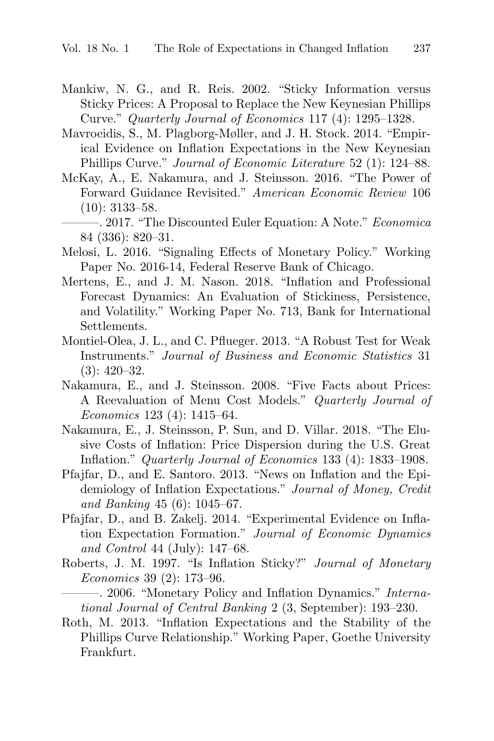Mankiw, N. G., and R. Reis. 2002. "Sticky Information versus Sticky Prices: A Proposal to Replace the New Keynesian Phillips Curve." *Quarterly Journal of Economics* 117 (4): 1295–1328.

Mavroeidis, S., M. Plagborg-Møller, and J. H. Stock. 2014. "Empirical Evidence on Inflation Expectations in the New Keynesian Phillips Curve." *Journal of Economic Literature* 52 (1): 124–88.

McKay, A., E. Nakamura, and J. Steinsson. 2016. "The Power of Forward Guidance Revisited." *American Economic Review* 106 (10): 3133–58.

———. 2017. "The Discounted Euler Equation: A Note." *Economica* 84 (336): 820–31.

Melosi, L. 2016. "Signaling Effects of Monetary Policy." Working Paper No. 2016-14, Federal Reserve Bank of Chicago.

Mertens, E., and J. M. Nason. 2018. "Inflation and Professional Forecast Dynamics: An Evaluation of Stickiness, Persistence, and Volatility." Working Paper No. 713, Bank for International Settlements.

Montiel-Olea, J. L., and C. Pflueger. 2013. "A Robust Test for Weak Instruments." *Journal of Business and Economic Statistics* 31 (3): 420–32.

Nakamura, E., and J. Steinsson. 2008. "Five Facts about Prices: A Reevaluation of Menu Cost Models." *Quarterly Journal of Economics* 123 (4): 1415–64.

Nakamura, E., J. Steinsson, P. Sun, and D. Villar. 2018. "The Elusive Costs of Inflation: Price Dispersion during the U.S. Great Inflation." *Quarterly Journal of Economics* 133 (4): 1833–1908.

Pfajfar, D., and E. Santoro. 2013. "News on Inflation and the Epidemiology of Inflation Expectations." *Journal of Money, Credit and Banking* 45 (6): 1045–67.

Pfajfar, D., and B. Zakelj. 2014. "Experimental Evidence on Inflation Expectation Formation." *Journal of Economic Dynamics and Control* 44 (July): 147–68.

Roberts, J. M. 1997. "Is Inflation Sticky?" *Journal of Monetary Economics* 39 (2): 173–96.

———. 2006. "Monetary Policy and Inflation Dynamics." *International Journal of Central Banking* 2 (3, September): 193–230.

Roth, M. 2013. "Inflation Expectations and the Stability of the Phillips Curve Relationship." Working Paper, Goethe University Frankfurt.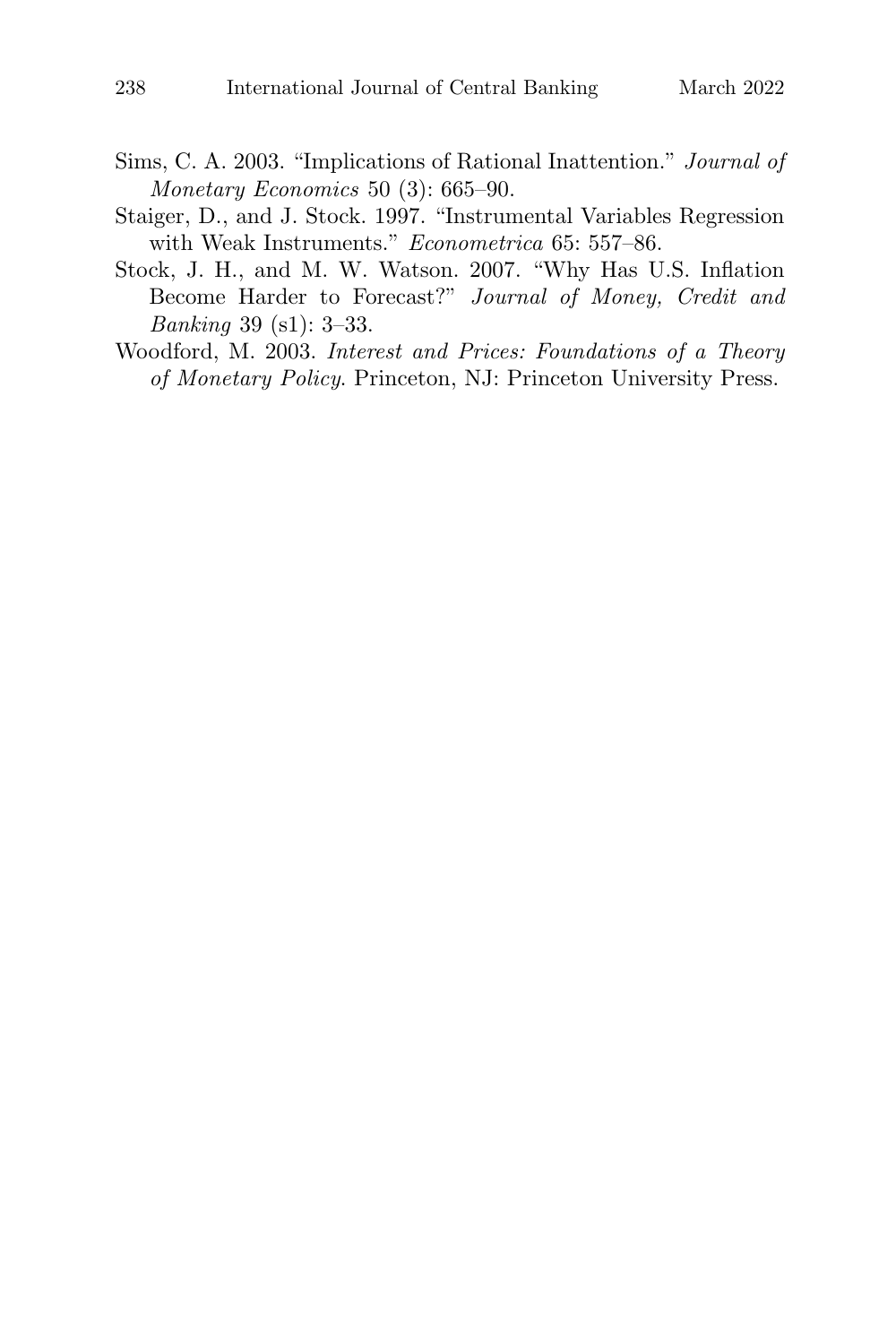Sims, C. A. 2003. "Implications of Rational Inattention." *Journal of Monetary Economics* 50 (3): 665–90.

Staiger, D., and J. Stock. 1997. "Instrumental Variables Regression with Weak Instruments." *Econometrica* 65: 557–86.

Stock, J. H., and M. W. Watson. 2007. "Why Has U.S. Inflation Become Harder to Forecast?" *Journal of Money, Credit and Banking* 39 (s1): 3–33.

Woodford, M. 2003. *Interest and Prices: Foundations of a Theory of Monetary Policy*. Princeton, NJ: Princeton University Press.